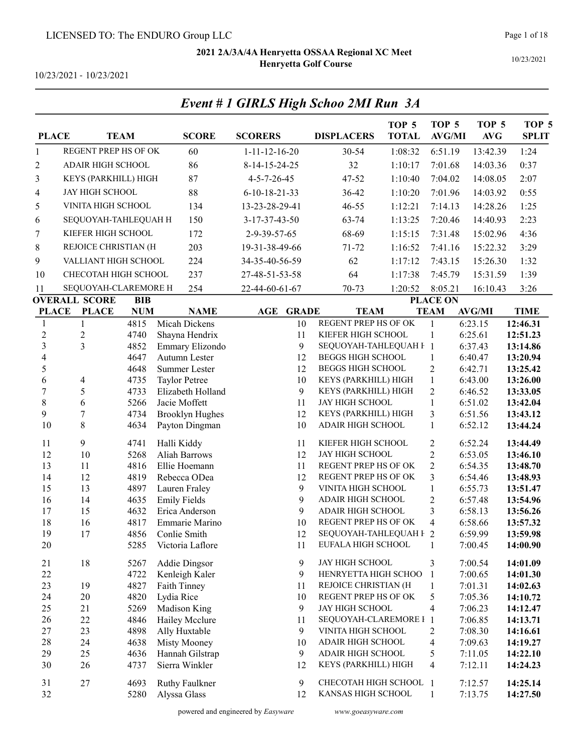LICENSED TO: The ENDURO Group LLC

**2021 2A/3A/4A Henryetta OSSAA Regional XC Meet**
**Henryetta Golf Course**

10/23/2021 - 10/23/2021

## *Event # 1 GIRLS High Schoo 2MI Run 3A*

| PLACE | TEAM | SCORE | SCORERS | DISPLACERS | TOP 5 TOTAL | TOP 5 AVG/MI | TOP 5 AVG | TOP 5 SPLIT |
|---|---|---|---|---|---|---|---|---|
| 1 | REGENT PREP HS OF OK | 60 | 1-11-12-16-20 | 30-54 | 1:08:32 | 6:51.19 | 13:42.39 | 1:24 |
| 2 | ADAIR HIGH SCHOOL | 86 | 8-14-15-24-25 | 32 | 1:10:17 | 7:01.68 | 14:03.36 | 0:37 |
| 3 | KEYS (PARKHILL) HIGH | 87 | 4-5-7-26-45 | 47-52 | 1:10:40 | 7:04.02 | 14:08.05 | 2:07 |
| 4 | JAY HIGH SCHOOL | 88 | 6-10-18-21-33 | 36-42 | 1:10:20 | 7:01.96 | 14:03.92 | 0:55 |
| 5 | VINITA HIGH SCHOOL | 134 | 13-23-28-29-41 | 46-55 | 1:12:21 | 7:14.13 | 14:28.26 | 1:25 |
| 6 | SEQUOYAH-TAHLEQUAH H | 150 | 3-17-37-43-50 | 63-74 | 1:13:25 | 7:20.46 | 14:40.93 | 2:23 |
| 7 | KIEFER HIGH SCHOOL | 172 | 2-9-39-57-65 | 68-69 | 1:15:15 | 7:31.48 | 15:02.96 | 4:36 |
| 8 | REJOICE CHRISTIAN (H | 203 | 19-31-38-49-66 | 71-72 | 1:16:52 | 7:41.16 | 15:22.32 | 3:29 |
| 9 | VALLIANT HIGH SCHOOL | 224 | 34-35-40-56-59 | 62 | 1:17:12 | 7:43.15 | 15:26.30 | 1:32 |
| 10 | CHECOTAH HIGH SCHOOL | 237 | 27-48-51-53-58 | 64 | 1:17:38 | 7:45.79 | 15:31.59 | 1:39 |
| 11 | SEQUOYAH-CLAREMORE H | 254 | 22-44-60-61-67 | 70-73 | 1:20:52 | 8:05.21 | 16:10.43 | 3:26 |

| OVERALL PLACE | SCORE PLACE | BIB NUM | NAME | AGE | GRADE | TEAM | PLACE ON TEAM | AVG/MI | TIME |
|---|---|---|---|---|---|---|---|---|---|
| 1 | 1 | 4815 | Micah Dickens | | 10 | REGENT PREP HS OF OK | 1 | 6:23.15 | **12:46.31** |
| 2 | 2 | 4740 | Shayna Hendrix | | 11 | KIEFER HIGH SCHOOL | 1 | 6:25.61 | **12:51.23** |
| 3 | 3 | 4852 | Emmary Elizondo | | 9 | SEQUOYAH-TAHLEQUAH H | 1 | 6:37.43 | **13:14.86** |
| 4 | | 4647 | Autumn Lester | | 12 | BEGGS HIGH SCHOOL | 1 | 6:40.47 | **13:20.94** |
| 5 | | 4648 | Summer Lester | | 12 | BEGGS HIGH SCHOOL | 2 | 6:42.71 | **13:25.42** |
| 6 | 4 | 4735 | Taylor Petree | | 10 | KEYS (PARKHILL) HIGH | 1 | 6:43.00 | **13:26.00** |
| 7 | 5 | 4733 | Elizabeth Holland | | 9 | KEYS (PARKHILL) HIGH | 2 | 6:46.52 | **13:33.05** |
| 8 | 6 | 5266 | Jacie Moffett | | 11 | JAY HIGH SCHOOL | 1 | 6:51.02 | **13:42.04** |
| 9 | 7 | 4734 | Brooklyn Hughes | | 12 | KEYS (PARKHILL) HIGH | 3 | 6:51.56 | **13:43.12** |
| 10 | 8 | 4634 | Payton Dingman | | 10 | ADAIR HIGH SCHOOL | 1 | 6:52.12 | **13:44.24** |
| 11 | 9 | 4741 | Halli Kiddy | | 11 | KIEFER HIGH SCHOOL | 2 | 6:52.24 | **13:44.49** |
| 12 | 10 | 5268 | Aliah Barrows | | 12 | JAY HIGH SCHOOL | 2 | 6:53.05 | **13:46.10** |
| 13 | 11 | 4816 | Ellie Hoemann | | 11 | REGENT PREP HS OF OK | 2 | 6:54.35 | **13:48.70** |
| 14 | 12 | 4819 | Rebecca ODea | | 12 | REGENT PREP HS OF OK | 3 | 6:54.46 | **13:48.93** |
| 15 | 13 | 4897 | Lauren Fraley | | 9 | VINITA HIGH SCHOOL | 1 | 6:55.73 | **13:51.47** |
| 16 | 14 | 4635 | Emily Fields | | 9 | ADAIR HIGH SCHOOL | 2 | 6:57.48 | **13:54.96** |
| 17 | 15 | 4632 | Erica Anderson | | 9 | ADAIR HIGH SCHOOL | 3 | 6:58.13 | **13:56.26** |
| 18 | 16 | 4817 | Emmarie Marino | | 10 | REGENT PREP HS OF OK | 4 | 6:58.66 | **13:57.32** |
| 19 | 17 | 4856 | Conlie Smith | | 12 | SEQUOYAH-TAHLEQUAH H | 2 | 6:59.99 | **13:59.98** |
| 20 | | 5285 | Victoria Laflore | | 11 | EUFALA HIGH SCHOOL | 1 | 7:00.45 | **14:00.90** |
| 21 | 18 | 5267 | Addie Dingsor | | 9 | JAY HIGH SCHOOL | 3 | 7:00.54 | **14:01.09** |
| 22 | | 4722 | Kenleigh Kaler | | 9 | HENRYETTA HIGH SCHOO | 1 | 7:00.65 | **14:01.30** |
| 23 | 19 | 4827 | Faith Tinney | | 11 | REJOICE CHRISTIAN (H | 1 | 7:01.31 | **14:02.63** |
| 24 | 20 | 4820 | Lydia Rice | | 10 | REGENT PREP HS OF OK | 5 | 7:05.36 | **14:10.72** |
| 25 | 21 | 5269 | Madison King | | 9 | JAY HIGH SCHOOL | 4 | 7:06.23 | **14:12.47** |
| 26 | 22 | 4846 | Hailey Mcclure | | 11 | SEQUOYAH-CLAREMORE H | 1 | 7:06.85 | **14:13.71** |
| 27 | 23 | 4898 | Ally Huxtable | | 9 | VINITA HIGH SCHOOL | 2 | 7:08.30 | **14:16.61** |
| 28 | 24 | 4638 | Misty Mooney | | 10 | ADAIR HIGH SCHOOL | 4 | 7:09.63 | **14:19.27** |
| 29 | 25 | 4636 | Hannah Gilstrap | | 9 | ADAIR HIGH SCHOOL | 5 | 7:11.05 | **14:22.10** |
| 30 | 26 | 4737 | Sierra Winkler | | 12 | KEYS (PARKHILL) HIGH | 4 | 7:12.11 | **14:24.23** |
| 31 | 27 | 4693 | Ruthy Faulkner | | 9 | CHECOTAH HIGH SCHOOL | 1 | 7:12.57 | **14:25.14** |
| 32 | | 5280 | Alyssa Glass | | 12 | KANSAS HIGH SCHOOL | 1 | 7:13.75 | **14:27.50** |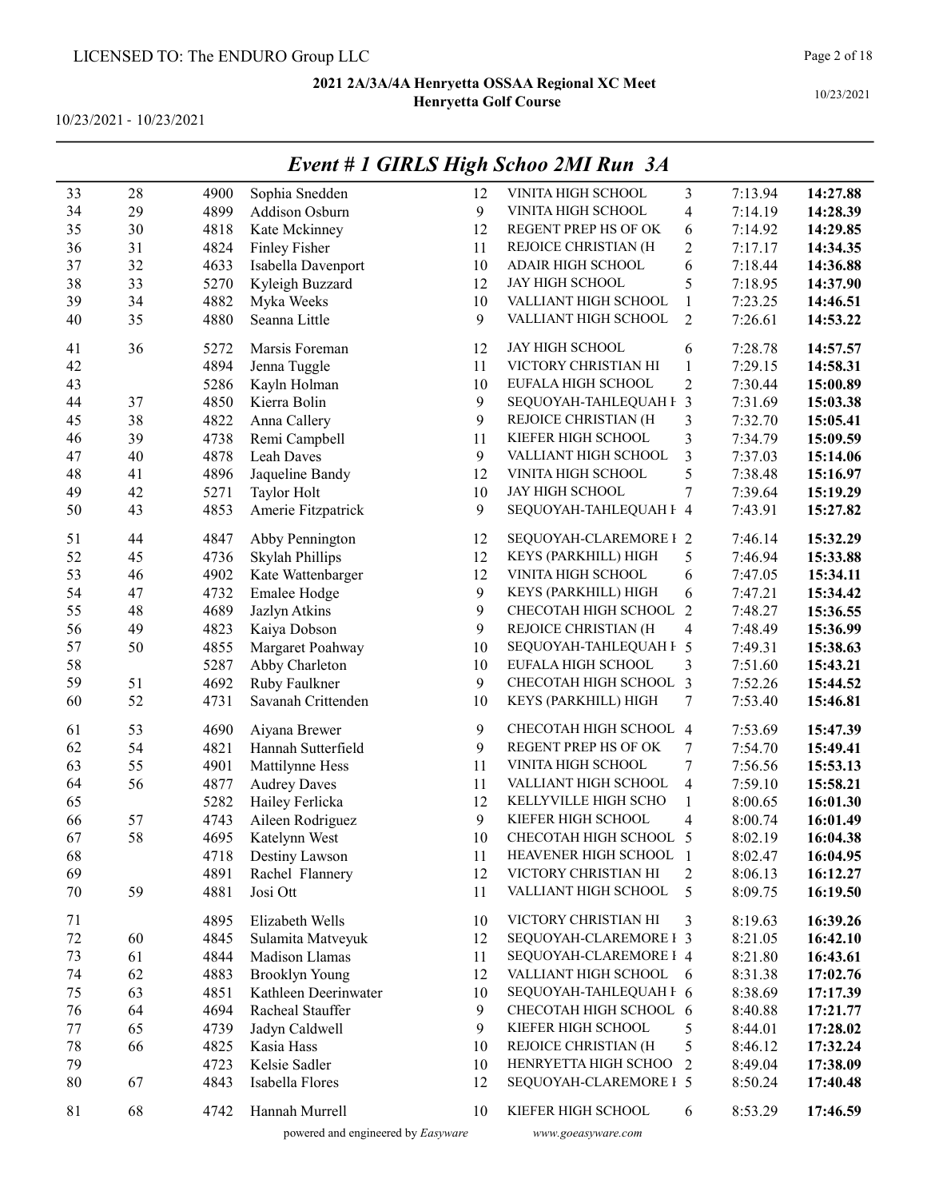LICENSED TO: The ENDURO Group LLC

**2021 2A/3A/4A Henryetta OSSAA Regional XC Meet**
**Henryetta Golf Course**

10/23/2021 - 10/23/2021

## Event # 1 GIRLS High Schoo 2MI Run 3A

| | | | | | | | | |
|---|---|---|---|---|---|---|---|---|
| 33 | 28 | 4900 | Sophia Snedden | 12 | VINITA HIGH SCHOOL | 3 | 7:13.94 | **14:27.88** |
| 34 | 29 | 4899 | Addison Osburn | 9 | VINITA HIGH SCHOOL | 4 | 7:14.19 | **14:28.39** |
| 35 | 30 | 4818 | Kate Mckinney | 12 | REGENT PREP HS OF OK | 6 | 7:14.92 | **14:29.85** |
| 36 | 31 | 4824 | Finley Fisher | 11 | REJOICE CHRISTIAN (H | 2 | 7:17.17 | **14:34.35** |
| 37 | 32 | 4633 | Isabella Davenport | 10 | ADAIR HIGH SCHOOL | 6 | 7:18.44 | **14:36.88** |
| 38 | 33 | 5270 | Kyleigh Buzzard | 12 | JAY HIGH SCHOOL | 5 | 7:18.95 | **14:37.90** |
| 39 | 34 | 4882 | Myka Weeks | 10 | VALLIANT HIGH SCHOOL | 1 | 7:23.25 | **14:46.51** |
| 40 | 35 | 4880 | Seanna Little | 9 | VALLIANT HIGH SCHOOL | 2 | 7:26.61 | **14:53.22** |
| 41 | 36 | 5272 | Marsis Foreman | 12 | JAY HIGH SCHOOL | 6 | 7:28.78 | **14:57.57** |
| 42 | | 4894 | Jenna Tuggle | 11 | VICTORY CHRISTIAN HI | 1 | 7:29.15 | **14:58.31** |
| 43 | | 5286 | Kayln Holman | 10 | EUFALA HIGH SCHOOL | 2 | 7:30.44 | **15:00.89** |
| 44 | 37 | 4850 | Kierra Bolin | 9 | SEQUOYAH-TAHLEQUAH H | 3 | 7:31.69 | **15:03.38** |
| 45 | 38 | 4822 | Anna Callery | 9 | REJOICE CHRISTIAN (H | 3 | 7:32.70 | **15:05.41** |
| 46 | 39 | 4738 | Remi Campbell | 11 | KIEFER HIGH SCHOOL | 3 | 7:34.79 | **15:09.59** |
| 47 | 40 | 4878 | Leah Daves | 9 | VALLIANT HIGH SCHOOL | 3 | 7:37.03 | **15:14.06** |
| 48 | 41 | 4896 | Jaqueline Bandy | 12 | VINITA HIGH SCHOOL | 5 | 7:38.48 | **15:16.97** |
| 49 | 42 | 5271 | Taylor Holt | 10 | JAY HIGH SCHOOL | 7 | 7:39.64 | **15:19.29** |
| 50 | 43 | 4853 | Amerie Fitzpatrick | 9 | SEQUOYAH-TAHLEQUAH H | 4 | 7:43.91 | **15:27.82** |
| 51 | 44 | 4847 | Abby Pennington | 12 | SEQUOYAH-CLAREMORE H | 2 | 7:46.14 | **15:32.29** |
| 52 | 45 | 4736 | Skylah Phillips | 12 | KEYS (PARKHILL) HIGH | 5 | 7:46.94 | **15:33.88** |
| 53 | 46 | 4902 | Kate Wattenbarger | 12 | VINITA HIGH SCHOOL | 6 | 7:47.05 | **15:34.11** |
| 54 | 47 | 4732 | Emalee Hodge | 9 | KEYS (PARKHILL) HIGH | 6 | 7:47.21 | **15:34.42** |
| 55 | 48 | 4689 | Jazlyn Atkins | 9 | CHECOTAH HIGH SCHOOL | 2 | 7:48.27 | **15:36.55** |
| 56 | 49 | 4823 | Kaiya Dobson | 9 | REJOICE CHRISTIAN (H | 4 | 7:48.49 | **15:36.99** |
| 57 | 50 | 4855 | Margaret Poahway | 10 | SEQUOYAH-TAHLEQUAH H | 5 | 7:49.31 | **15:38.63** |
| 58 | | 5287 | Abby Charleton | 10 | EUFALA HIGH SCHOOL | 3 | 7:51.60 | **15:43.21** |
| 59 | 51 | 4692 | Ruby Faulkner | 9 | CHECOTAH HIGH SCHOOL | 3 | 7:52.26 | **15:44.52** |
| 60 | 52 | 4731 | Savanah Crittenden | 10 | KEYS (PARKHILL) HIGH | 7 | 7:53.40 | **15:46.81** |
| 61 | 53 | 4690 | Aiyana Brewer | 9 | CHECOTAH HIGH SCHOOL | 4 | 7:53.69 | **15:47.39** |
| 62 | 54 | 4821 | Hannah Sutterfield | 9 | REGENT PREP HS OF OK | 7 | 7:54.70 | **15:49.41** |
| 63 | 55 | 4901 | Mattilynne Hess | 11 | VINITA HIGH SCHOOL | 7 | 7:56.56 | **15:53.13** |
| 64 | 56 | 4877 | Audrey Daves | 11 | VALLIANT HIGH SCHOOL | 4 | 7:59.10 | **15:58.21** |
| 65 | | 5282 | Hailey Ferlicka | 12 | KELLYVILLE HIGH SCHO | 1 | 8:00.65 | **16:01.30** |
| 66 | 57 | 4743 | Aileen Rodriguez | 9 | KIEFER HIGH SCHOOL | 4 | 8:00.74 | **16:01.49** |
| 67 | 58 | 4695 | Katelynn West | 10 | CHECOTAH HIGH SCHOOL | 5 | 8:02.19 | **16:04.38** |
| 68 | | 4718 | Destiny Lawson | 11 | HEAVENER HIGH SCHOOL | 1 | 8:02.47 | **16:04.95** |
| 69 | | 4891 | Rachel Flannery | 12 | VICTORY CHRISTIAN HI | 2 | 8:06.13 | **16:12.27** |
| 70 | 59 | 4881 | Josi Ott | 11 | VALLIANT HIGH SCHOOL | 5 | 8:09.75 | **16:19.50** |
| 71 | | 4895 | Elizabeth Wells | 10 | VICTORY CHRISTIAN HI | 3 | 8:19.63 | **16:39.26** |
| 72 | 60 | 4845 | Sulamita Matveyuk | 12 | SEQUOYAH-CLAREMORE H | 3 | 8:21.05 | **16:42.10** |
| 73 | 61 | 4844 | Madison Llamas | 11 | SEQUOYAH-CLAREMORE H | 4 | 8:21.80 | **16:43.61** |
| 74 | 62 | 4883 | Brooklyn Young | 12 | VALLIANT HIGH SCHOOL | 6 | 8:31.38 | **17:02.76** |
| 75 | 63 | 4851 | Kathleen Deerinwater | 10 | SEQUOYAH-TAHLEQUAH H | 6 | 8:38.69 | **17:17.39** |
| 76 | 64 | 4694 | Racheal Stauffer | 9 | CHECOTAH HIGH SCHOOL | 6 | 8:40.88 | **17:21.77** |
| 77 | 65 | 4739 | Jadyn Caldwell | 9 | KIEFER HIGH SCHOOL | 5 | 8:44.01 | **17:28.02** |
| 78 | 66 | 4825 | Kasia Hass | 10 | REJOICE CHRISTIAN (H | 5 | 8:46.12 | **17:32.24** |
| 79 | | 4723 | Kelsie Sadler | 10 | HENRYETTA HIGH SCHOO | 2 | 8:49.04 | **17:38.09** |
| 80 | 67 | 4843 | Isabella Flores | 12 | SEQUOYAH-CLAREMORE H | 5 | 8:50.24 | **17:40.48** |
| 81 | 68 | 4742 | Hannah Murrell | 10 | KIEFER HIGH SCHOOL | 6 | 8:53.29 | **17:46.59** |

powered and engineered by *Easyware* www.goeasyware.com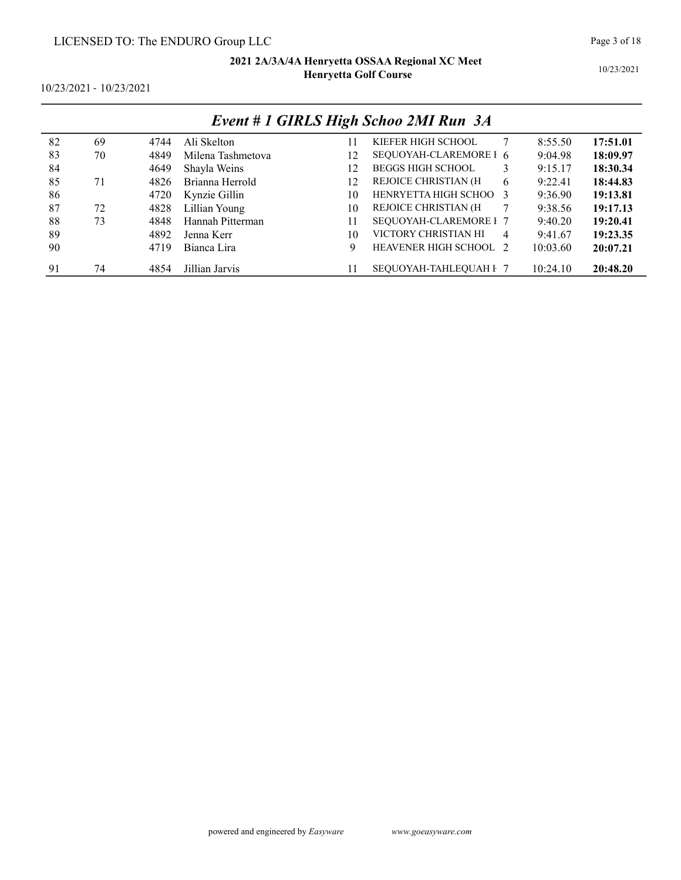## Event # 1 GIRLS High Schoo 2MI Run 3A

| | | | | | | | | |
|---|---|---|---|---|---|---|---|---|
| 82 | 69 | 4744 | Ali Skelton | 11 | KIEFER HIGH SCHOOL | 7 | 8:55.50 | **17:51.01** |
| 83 | 70 | 4849 | Milena Tashmetova | 12 | SEQUOYAH-CLAREMORE H | 6 | 9:04.98 | **18:09.97** |
| 84 | | 4649 | Shayla Weins | 12 | BEGGS HIGH SCHOOL | 3 | 9:15.17 | **18:30.34** |
| 85 | 71 | 4826 | Brianna Herrold | 12 | REJOICE CHRISTIAN (H | 6 | 9:22.41 | **18:44.83** |
| 86 | | 4720 | Kynzie Gillin | 10 | HENRYETTA HIGH SCHOO | 3 | 9:36.90 | **19:13.81** |
| 87 | 72 | 4828 | Lillian Young | 10 | REJOICE CHRISTIAN (H | 7 | 9:38.56 | **19:17.13** |
| 88 | 73 | 4848 | Hannah Pitterman | 11 | SEQUOYAH-CLAREMORE H | 7 | 9:40.20 | **19:20.41** |
| 89 | | 4892 | Jenna Kerr | 10 | VICTORY CHRISTIAN HI | 4 | 9:41.67 | **19:23.35** |
| 90 | | 4719 | Bianca Lira | 9 | HEAVENER HIGH SCHOOL | 2 | 10:03.60 | **20:07.21** |
| 91 | 74 | 4854 | Jillian Jarvis | 11 | SEQUOYAH-TAHLEQUAH H | 7 | 10:24.10 | **20:48.20** |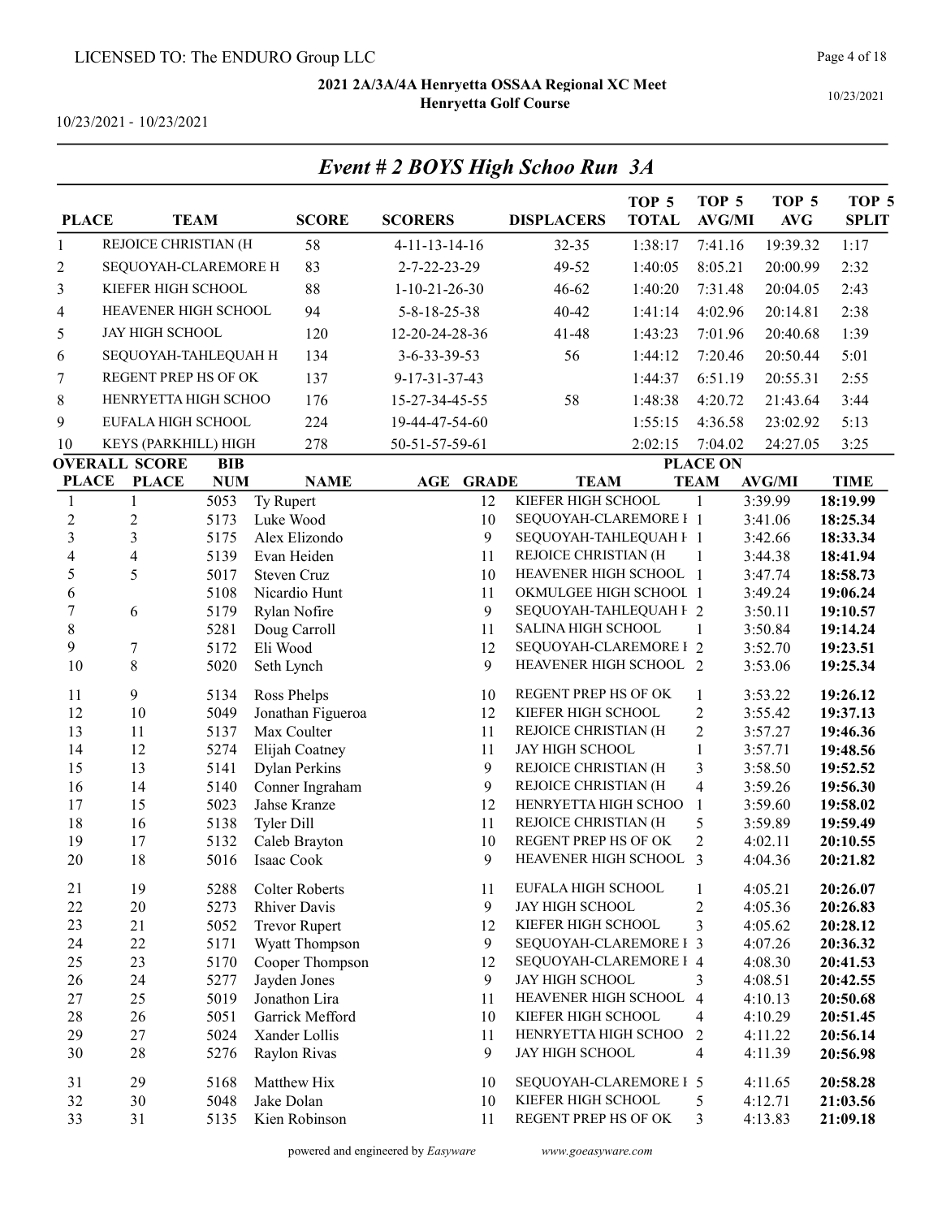LICENSED TO: The ENDURO Group LLC

**2021 2A/3A/4A Henryetta OSSAA Regional XC Meet**
**Henryetta Golf Course**

10/23/2021 - 10/23/2021

## Event # 2 BOYS High Schoo Run 3A

| PLACE | TEAM | SCORE | SCORERS | DISPLACERS | TOP 5 TOTAL | TOP 5 AVG/MI | TOP 5 AVG | TOP 5 SPLIT |
|---|---|---|---|---|---|---|---|---|
| 1 | REJOICE CHRISTIAN (H | 58 | 4-11-13-14-16 | 32-35 | 1:38:17 | 7:41.16 | 19:39.32 | 1:17 |
| 2 | SEQUOYAH-CLAREMORE H | 83 | 2-7-22-23-29 | 49-52 | 1:40:05 | 8:05.21 | 20:00.99 | 2:32 |
| 3 | KIEFER HIGH SCHOOL | 88 | 1-10-21-26-30 | 46-62 | 1:40:20 | 7:31.48 | 20:04.05 | 2:43 |
| 4 | HEAVENER HIGH SCHOOL | 94 | 5-8-18-25-38 | 40-42 | 1:41:14 | 4:02.96 | 20:14.81 | 2:38 |
| 5 | JAY HIGH SCHOOL | 120 | 12-20-24-28-36 | 41-48 | 1:43:23 | 7:01.96 | 20:40.68 | 1:39 |
| 6 | SEQUOYAH-TAHLEQUAH H | 134 | 3-6-33-39-53 | 56 | 1:44:12 | 7:20.46 | 20:50.44 | 5:01 |
| 7 | REGENT PREP HS OF OK | 137 | 9-17-31-37-43 | | 1:44:37 | 6:51.19 | 20:55.31 | 2:55 |
| 8 | HENRYETTA HIGH SCHOO | 176 | 15-27-34-45-55 | 58 | 1:48:38 | 4:20.72 | 21:43.64 | 3:44 |
| 9 | EUFALA HIGH SCHOOL | 224 | 19-44-47-54-60 | | 1:55:15 | 4:36.58 | 23:02.92 | 5:13 |
| 10 | KEYS (PARKHILL) HIGH | 278 | 50-51-57-59-61 | | 2:02:15 | 7:04.02 | 24:27.05 | 3:25 |

| OVERALL PLACE | SCORE PLACE | BIB NUM | NAME | AGE | GRADE | TEAM | PLACE ON TEAM | AVG/MI | TIME |
|---|---|---|---|---|---|---|---|---|---|
| 1 | 1 | 5053 | Ty Rupert | | 12 | KIEFER HIGH SCHOOL | 1 | 3:39.99 | **18:19.99** |
| 2 | 2 | 5173 | Luke Wood | | 10 | SEQUOYAH-CLAREMORE H | 1 | 3:41.06 | **18:25.34** |
| 3 | 3 | 5175 | Alex Elizondo | | 9 | SEQUOYAH-TAHLEQUAH H | 1 | 3:42.66 | **18:33.34** |
| 4 | 4 | 5139 | Evan Heiden | | 11 | REJOICE CHRISTIAN (H | 1 | 3:44.38 | **18:41.94** |
| 5 | 5 | 5017 | Steven Cruz | | 10 | HEAVENER HIGH SCHOOL | 1 | 3:47.74 | **18:58.73** |
| 6 | | 5108 | Nicardio Hunt | | 11 | OKMULGEE HIGH SCHOOL | 1 | 3:49.24 | **19:06.24** |
| 7 | 6 | 5179 | Rylan Nofire | | 9 | SEQUOYAH-TAHLEQUAH H | 2 | 3:50.11 | **19:10.57** |
| 8 | | 5281 | Doug Carroll | | 11 | SALINA HIGH SCHOOL | 1 | 3:50.84 | **19:14.24** |
| 9 | 7 | 5172 | Eli Wood | | 12 | SEQUOYAH-CLAREMORE H | 2 | 3:52.70 | **19:23.51** |
| 10 | 8 | 5020 | Seth Lynch | | 9 | HEAVENER HIGH SCHOOL | 2 | 3:53.06 | **19:25.34** |
| 11 | 9 | 5134 | Ross Phelps | | 10 | REGENT PREP HS OF OK | 1 | 3:53.22 | **19:26.12** |
| 12 | 10 | 5049 | Jonathan Figueroa | | 12 | KIEFER HIGH SCHOOL | 2 | 3:55.42 | **19:37.13** |
| 13 | 11 | 5137 | Max Coulter | | 11 | REJOICE CHRISTIAN (H | 2 | 3:57.27 | **19:46.36** |
| 14 | 12 | 5274 | Elijah Coatney | | 11 | JAY HIGH SCHOOL | 1 | 3:57.71 | **19:48.56** |
| 15 | 13 | 5141 | Dylan Perkins | | 9 | REJOICE CHRISTIAN (H | 3 | 3:58.50 | **19:52.52** |
| 16 | 14 | 5140 | Conner Ingraham | | 9 | REJOICE CHRISTIAN (H | 4 | 3:59.26 | **19:56.30** |
| 17 | 15 | 5023 | Jahse Kranze | | 12 | HENRYETTA HIGH SCHOO | 1 | 3:59.60 | **19:58.02** |
| 18 | 16 | 5138 | Tyler Dill | | 11 | REJOICE CHRISTIAN (H | 5 | 3:59.89 | **19:59.49** |
| 19 | 17 | 5132 | Caleb Brayton | | 10 | REGENT PREP HS OF OK | 2 | 4:02.11 | **20:10.55** |
| 20 | 18 | 5016 | Isaac Cook | | 9 | HEAVENER HIGH SCHOOL | 3 | 4:04.36 | **20:21.82** |
| 21 | 19 | 5288 | Colter Roberts | | 11 | EUFALA HIGH SCHOOL | 1 | 4:05.21 | **20:26.07** |
| 22 | 20 | 5273 | Rhiver Davis | | 9 | JAY HIGH SCHOOL | 2 | 4:05.36 | **20:26.83** |
| 23 | 21 | 5052 | Trevor Rupert | | 12 | KIEFER HIGH SCHOOL | 3 | 4:05.62 | **20:28.12** |
| 24 | 22 | 5171 | Wyatt Thompson | | 9 | SEQUOYAH-CLAREMORE H | 3 | 4:07.26 | **20:36.32** |
| 25 | 23 | 5170 | Cooper Thompson | | 12 | SEQUOYAH-CLAREMORE H | 4 | 4:08.30 | **20:41.53** |
| 26 | 24 | 5277 | Jayden Jones | | 9 | JAY HIGH SCHOOL | 3 | 4:08.51 | **20:42.55** |
| 27 | 25 | 5019 | Jonathon Lira | | 11 | HEAVENER HIGH SCHOOL | 4 | 4:10.13 | **20:50.68** |
| 28 | 26 | 5051 | Garrick Mefford | | 10 | KIEFER HIGH SCHOOL | 4 | 4:10.29 | **20:51.45** |
| 29 | 27 | 5024 | Xander Lollis | | 11 | HENRYETTA HIGH SCHOO | 2 | 4:11.22 | **20:56.14** |
| 30 | 28 | 5276 | Raylon Rivas | | 9 | JAY HIGH SCHOOL | 4 | 4:11.39 | **20:56.98** |
| 31 | 29 | 5168 | Matthew Hix | | 10 | SEQUOYAH-CLAREMORE H | 5 | 4:11.65 | **20:58.28** |
| 32 | 30 | 5048 | Jake Dolan | | 10 | KIEFER HIGH SCHOOL | 5 | 4:12.71 | **21:03.56** |
| 33 | 31 | 5135 | Kien Robinson | | 11 | REGENT PREP HS OF OK | 3 | 4:13.83 | **21:09.18** |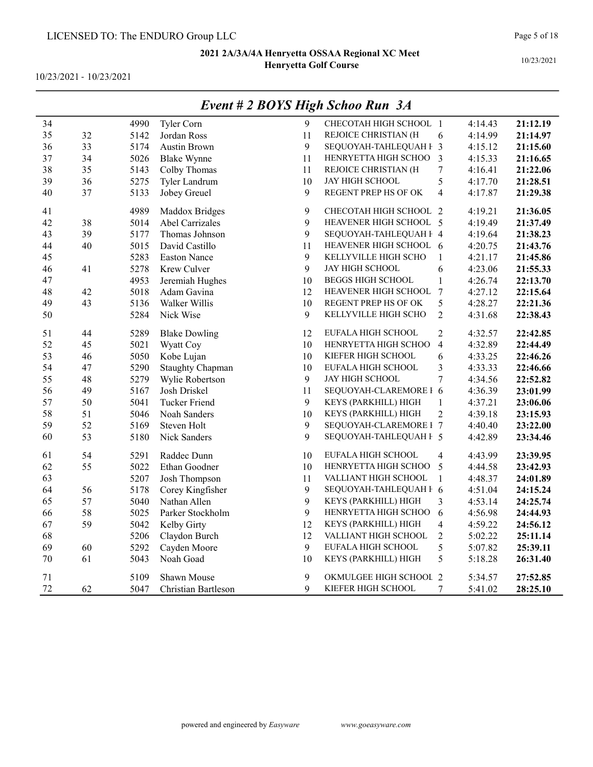LICENSED TO: The ENDURO Group LLC

**2021 2A/3A/4A Henryetta OSSAA Regional XC Meet**
**Henryetta Golf Course**

10/23/2021 - 10/23/2021

10/23/2021

## *Event # 2 BOYS High Schoo Run 3A*

| | | | | | | | | |
|---|---|---|---|---|---|---|---|---|
| 34 | | 4990 | Tyler Corn | 9 | CHECOTAH HIGH SCHOOL | 1 | 4:14.43 | **21:12.19** |
| 35 | 32 | 5142 | Jordan Ross | 11 | REJOICE CHRISTIAN (H | 6 | 4:14.99 | **21:14.97** |
| 36 | 33 | 5174 | Austin Brown | 9 | SEQUOYAH-TAHLEQUAH H | 3 | 4:15.12 | **21:15.60** |
| 37 | 34 | 5026 | Blake Wynne | 11 | HENRYETTA HIGH SCHOO | 3 | 4:15.33 | **21:16.65** |
| 38 | 35 | 5143 | Colby Thomas | 11 | REJOICE CHRISTIAN (H | 7 | 4:16.41 | **21:22.06** |
| 39 | 36 | 5275 | Tyler Landrum | 10 | JAY HIGH SCHOOL | 5 | 4:17.70 | **21:28.51** |
| 40 | 37 | 5133 | Jobey Greuel | 9 | REGENT PREP HS OF OK | 4 | 4:17.87 | **21:29.38** |
| 41 | | 4989 | Maddox Bridges | 9 | CHECOTAH HIGH SCHOOL | 2 | 4:19.21 | **21:36.05** |
| 42 | 38 | 5014 | Abel Carrizales | 9 | HEAVENER HIGH SCHOOL | 5 | 4:19.49 | **21:37.49** |
| 43 | 39 | 5177 | Thomas Johnson | 9 | SEQUOYAH-TAHLEQUAH H | 4 | 4:19.64 | **21:38.23** |
| 44 | 40 | 5015 | David Castillo | 11 | HEAVENER HIGH SCHOOL | 6 | 4:20.75 | **21:43.76** |
| 45 | | 5283 | Easton Nance | 9 | KELLYVILLE HIGH SCHO | 1 | 4:21.17 | **21:45.86** |
| 46 | 41 | 5278 | Krew Culver | 9 | JAY HIGH SCHOOL | 6 | 4:23.06 | **21:55.33** |
| 47 | | 4953 | Jeremiah Hughes | 10 | BEGGS HIGH SCHOOL | 1 | 4:26.74 | **22:13.70** |
| 48 | 42 | 5018 | Adam Gavina | 12 | HEAVENER HIGH SCHOOL | 7 | 4:27.12 | **22:15.64** |
| 49 | 43 | 5136 | Walker Willis | 10 | REGENT PREP HS OF OK | 5 | 4:28.27 | **22:21.36** |
| 50 | | 5284 | Nick Wise | 9 | KELLYVILLE HIGH SCHO | 2 | 4:31.68 | **22:38.43** |
| 51 | 44 | 5289 | Blake Dowling | 12 | EUFALA HIGH SCHOOL | 2 | 4:32.57 | **22:42.85** |
| 52 | 45 | 5021 | Wyatt Coy | 10 | HENRYETTA HIGH SCHOO | 4 | 4:32.89 | **22:44.49** |
| 53 | 46 | 5050 | Kobe Lujan | 10 | KIEFER HIGH SCHOOL | 6 | 4:33.25 | **22:46.26** |
| 54 | 47 | 5290 | Staughty Chapman | 10 | EUFALA HIGH SCHOOL | 3 | 4:33.33 | **22:46.66** |
| 55 | 48 | 5279 | Wylie Robertson | 9 | JAY HIGH SCHOOL | 7 | 4:34.56 | **22:52.82** |
| 56 | 49 | 5167 | Josh Driskel | 11 | SEQUOYAH-CLAREMORE H | 6 | 4:36.39 | **23:01.99** |
| 57 | 50 | 5041 | Tucker Friend | 9 | KEYS (PARKHILL) HIGH | 1 | 4:37.21 | **23:06.06** |
| 58 | 51 | 5046 | Noah Sanders | 10 | KEYS (PARKHILL) HIGH | 2 | 4:39.18 | **23:15.93** |
| 59 | 52 | 5169 | Steven Holt | 9 | SEQUOYAH-CLAREMORE H | 7 | 4:40.40 | **23:22.00** |
| 60 | 53 | 5180 | Nick Sanders | 9 | SEQUOYAH-TAHLEQUAH H | 5 | 4:42.89 | **23:34.46** |
| 61 | 54 | 5291 | Raddec Dunn | 10 | EUFALA HIGH SCHOOL | 4 | 4:43.99 | **23:39.95** |
| 62 | 55 | 5022 | Ethan Goodner | 10 | HENRYETTA HIGH SCHOO | 5 | 4:44.58 | **23:42.93** |
| 63 | | 5207 | Josh Thompson | 11 | VALLIANT HIGH SCHOOL | 1 | 4:48.37 | **24:01.89** |
| 64 | 56 | 5178 | Corey Kingfisher | 9 | SEQUOYAH-TAHLEQUAH H | 6 | 4:51.04 | **24:15.24** |
| 65 | 57 | 5040 | Nathan Allen | 9 | KEYS (PARKHILL) HIGH | 3 | 4:53.14 | **24:25.74** |
| 66 | 58 | 5025 | Parker Stockholm | 9 | HENRYETTA HIGH SCHOO | 6 | 4:56.98 | **24:44.93** |
| 67 | 59 | 5042 | Kelby Girty | 12 | KEYS (PARKHILL) HIGH | 4 | 4:59.22 | **24:56.12** |
| 68 | | 5206 | Claydon Burch | 12 | VALLIANT HIGH SCHOOL | 2 | 5:02.22 | **25:11.14** |
| 69 | 60 | 5292 | Cayden Moore | 9 | EUFALA HIGH SCHOOL | 5 | 5:07.82 | **25:39.11** |
| 70 | 61 | 5043 | Noah Goad | 10 | KEYS (PARKHILL) HIGH | 5 | 5:18.28 | **26:31.40** |
| 71 | | 5109 | Shawn Mouse | 9 | OKMULGEE HIGH SCHOOL | 2 | 5:34.57 | **27:52.85** |
| 72 | 62 | 5047 | Christian Bartleson | 9 | KIEFER HIGH SCHOOL | 7 | 5:41.02 | **28:25.10** |

powered and engineered by *Easyware* *www.goeasyware.com*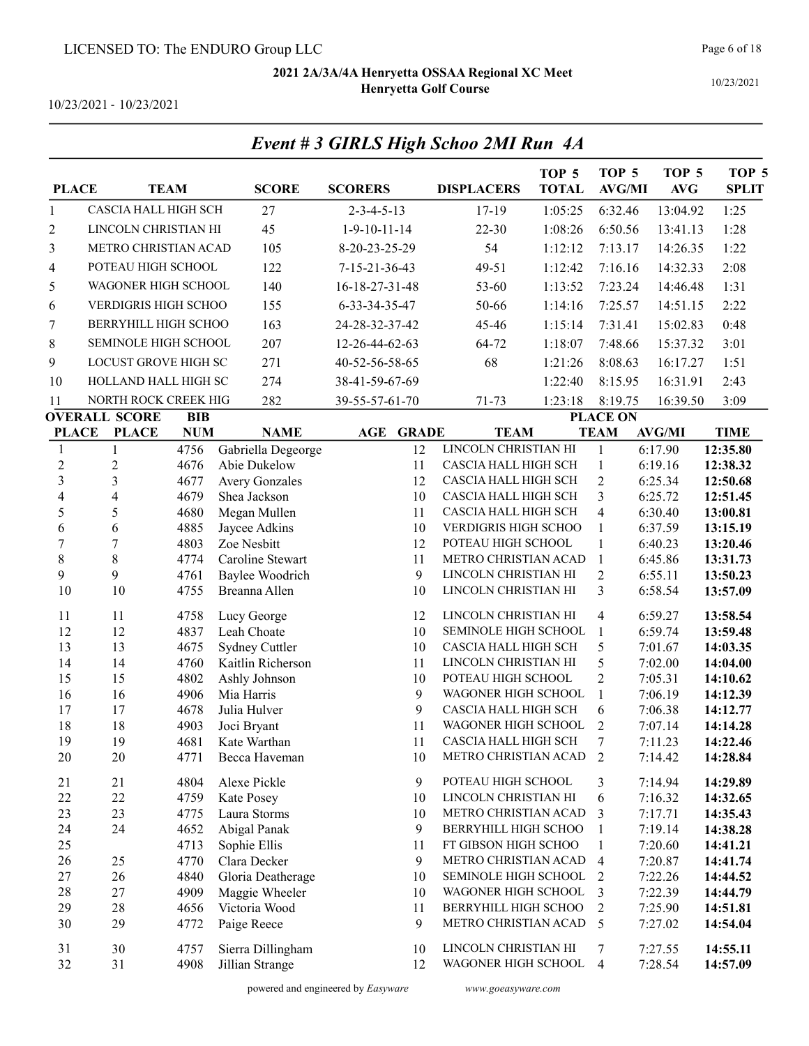LICENSED TO: The ENDURO Group LLC

**2021 2A/3A/4A Henryetta OSSAA Regional XC Meet**
**Henryetta Golf Course**

10/23/2021 - 10/23/2021

## *Event # 3 GIRLS High Schoo 2MI Run 4A*

| PLACE | TEAM | SCORE | SCORERS | DISPLACERS | TOP 5 TOTAL | TOP 5 AVG/MI | TOP 5 AVG | TOP 5 SPLIT |
|---|---|---|---|---|---|---|---|---|
| 1 | CASCIA HALL HIGH SCH | 27 | 2-3-4-5-13 | 17-19 | 1:05:25 | 6:32.46 | 13:04.92 | 1:25 |
| 2 | LINCOLN CHRISTIAN HI | 45 | 1-9-10-11-14 | 22-30 | 1:08:26 | 6:50.56 | 13:41.13 | 1:28 |
| 3 | METRO CHRISTIAN ACAD | 105 | 8-20-23-25-29 | 54 | 1:12:12 | 7:13.17 | 14:26.35 | 1:22 |
| 4 | POTEAU HIGH SCHOOL | 122 | 7-15-21-36-43 | 49-51 | 1:12:42 | 7:16.16 | 14:32.33 | 2:08 |
| 5 | WAGONER HIGH SCHOOL | 140 | 16-18-27-31-48 | 53-60 | 1:13:52 | 7:23.24 | 14:46.48 | 1:31 |
| 6 | VERDIGRIS HIGH SCHOO | 155 | 6-33-34-35-47 | 50-66 | 1:14:16 | 7:25.57 | 14:51.15 | 2:22 |
| 7 | BERRYHILL HIGH SCHOO | 163 | 24-28-32-37-42 | 45-46 | 1:15:14 | 7:31.41 | 15:02.83 | 0:48 |
| 8 | SEMINOLE HIGH SCHOOL | 207 | 12-26-44-62-63 | 64-72 | 1:18:07 | 7:48.66 | 15:37.32 | 3:01 |
| 9 | LOCUST GROVE HIGH SC | 271 | 40-52-56-58-65 | 68 | 1:21:26 | 8:08.63 | 16:17.27 | 1:51 |
| 10 | HOLLAND HALL HIGH SC | 274 | 38-41-59-67-69 | | 1:22:40 | 8:15.95 | 16:31.91 | 2:43 |
| 11 | NORTH ROCK CREEK HIG | 282 | 39-55-57-61-70 | 71-73 | 1:23:18 | 8:19.75 | 16:39.50 | 3:09 |

| OVERALL PLACE | SCORE PLACE | BIB NUM | NAME | AGE | GRADE | TEAM | PLACE ON TEAM | AVG/MI | TIME |
|---|---|---|---|---|---|---|---|---|---|
| 1 | 1 | 4756 | Gabriella Degeorge | | 12 | LINCOLN CHRISTIAN HI | 1 | 6:17.90 | **12:35.80** |
| 2 | 2 | 4676 | Abie Dukelow | | 11 | CASCIA HALL HIGH SCH | 1 | 6:19.16 | **12:38.32** |
| 3 | 3 | 4677 | Avery Gonzales | | 12 | CASCIA HALL HIGH SCH | 2 | 6:25.34 | **12:50.68** |
| 4 | 4 | 4679 | Shea Jackson | | 10 | CASCIA HALL HIGH SCH | 3 | 6:25.72 | **12:51.45** |
| 5 | 5 | 4680 | Megan Mullen | | 11 | CASCIA HALL HIGH SCH | 4 | 6:30.40 | **13:00.81** |
| 6 | 6 | 4885 | Jaycee Adkins | | 10 | VERDIGRIS HIGH SCHOO | 1 | 6:37.59 | **13:15.19** |
| 7 | 7 | 4803 | Zoe Nesbitt | | 12 | POTEAU HIGH SCHOOL | 1 | 6:40.23 | **13:20.46** |
| 8 | 8 | 4774 | Caroline Stewart | | 11 | METRO CHRISTIAN ACAD | 1 | 6:45.86 | **13:31.73** |
| 9 | 9 | 4761 | Baylee Woodrich | | 9 | LINCOLN CHRISTIAN HI | 2 | 6:55.11 | **13:50.23** |
| 10 | 10 | 4755 | Breanna Allen | | 10 | LINCOLN CHRISTIAN HI | 3 | 6:58.54 | **13:57.09** |
| 11 | 11 | 4758 | Lucy George | | 12 | LINCOLN CHRISTIAN HI | 4 | 6:59.27 | **13:58.54** |
| 12 | 12 | 4837 | Leah Choate | | 10 | SEMINOLE HIGH SCHOOL | 1 | 6:59.74 | **13:59.48** |
| 13 | 13 | 4675 | Sydney Cuttler | | 10 | CASCIA HALL HIGH SCH | 5 | 7:01.67 | **14:03.35** |
| 14 | 14 | 4760 | Kaitlin Richerson | | 11 | LINCOLN CHRISTIAN HI | 5 | 7:02.00 | **14:04.00** |
| 15 | 15 | 4802 | Ashly Johnson | | 10 | POTEAU HIGH SCHOOL | 2 | 7:05.31 | **14:10.62** |
| 16 | 16 | 4906 | Mia Harris | | 9 | WAGONER HIGH SCHOOL | 1 | 7:06.19 | **14:12.39** |
| 17 | 17 | 4678 | Julia Hulver | | 9 | CASCIA HALL HIGH SCH | 6 | 7:06.38 | **14:12.77** |
| 18 | 18 | 4903 | Joci Bryant | | 11 | WAGONER HIGH SCHOOL | 2 | 7:07.14 | **14:14.28** |
| 19 | 19 | 4681 | Kate Warthan | | 11 | CASCIA HALL HIGH SCH | 7 | 7:11.23 | **14:22.46** |
| 20 | 20 | 4771 | Becca Haveman | | 10 | METRO CHRISTIAN ACAD | 2 | 7:14.42 | **14:28.84** |
| 21 | 21 | 4804 | Alexe Pickle | | 9 | POTEAU HIGH SCHOOL | 3 | 7:14.94 | **14:29.89** |
| 22 | 22 | 4759 | Kate Posey | | 10 | LINCOLN CHRISTIAN HI | 6 | 7:16.32 | **14:32.65** |
| 23 | 23 | 4775 | Laura Storms | | 10 | METRO CHRISTIAN ACAD | 3 | 7:17.71 | **14:35.43** |
| 24 | 24 | 4652 | Abigal Panak | | 9 | BERRYHILL HIGH SCHOO | 1 | 7:19.14 | **14:38.28** |
| 25 | | 4713 | Sophie Ellis | | 11 | FT GIBSON HIGH SCHOO | 1 | 7:20.60 | **14:41.21** |
| 26 | 25 | 4770 | Clara Decker | | 9 | METRO CHRISTIAN ACAD | 4 | 7:20.87 | **14:41.74** |
| 27 | 26 | 4840 | Gloria Deatherage | | 10 | SEMINOLE HIGH SCHOOL | 2 | 7:22.26 | **14:44.52** |
| 28 | 27 | 4909 | Maggie Wheeler | | 10 | WAGONER HIGH SCHOOL | 3 | 7:22.39 | **14:44.79** |
| 29 | 28 | 4656 | Victoria Wood | | 11 | BERRYHILL HIGH SCHOO | 2 | 7:25.90 | **14:51.81** |
| 30 | 29 | 4772 | Paige Reece | | 9 | METRO CHRISTIAN ACAD | 5 | 7:27.02 | **14:54.04** |
| 31 | 30 | 4757 | Sierra Dillingham | | 10 | LINCOLN CHRISTIAN HI | 7 | 7:27.55 | **14:55.11** |
| 32 | 31 | 4908 | Jillian Strange | | 12 | WAGONER HIGH SCHOOL | 4 | 7:28.54 | **14:57.09** |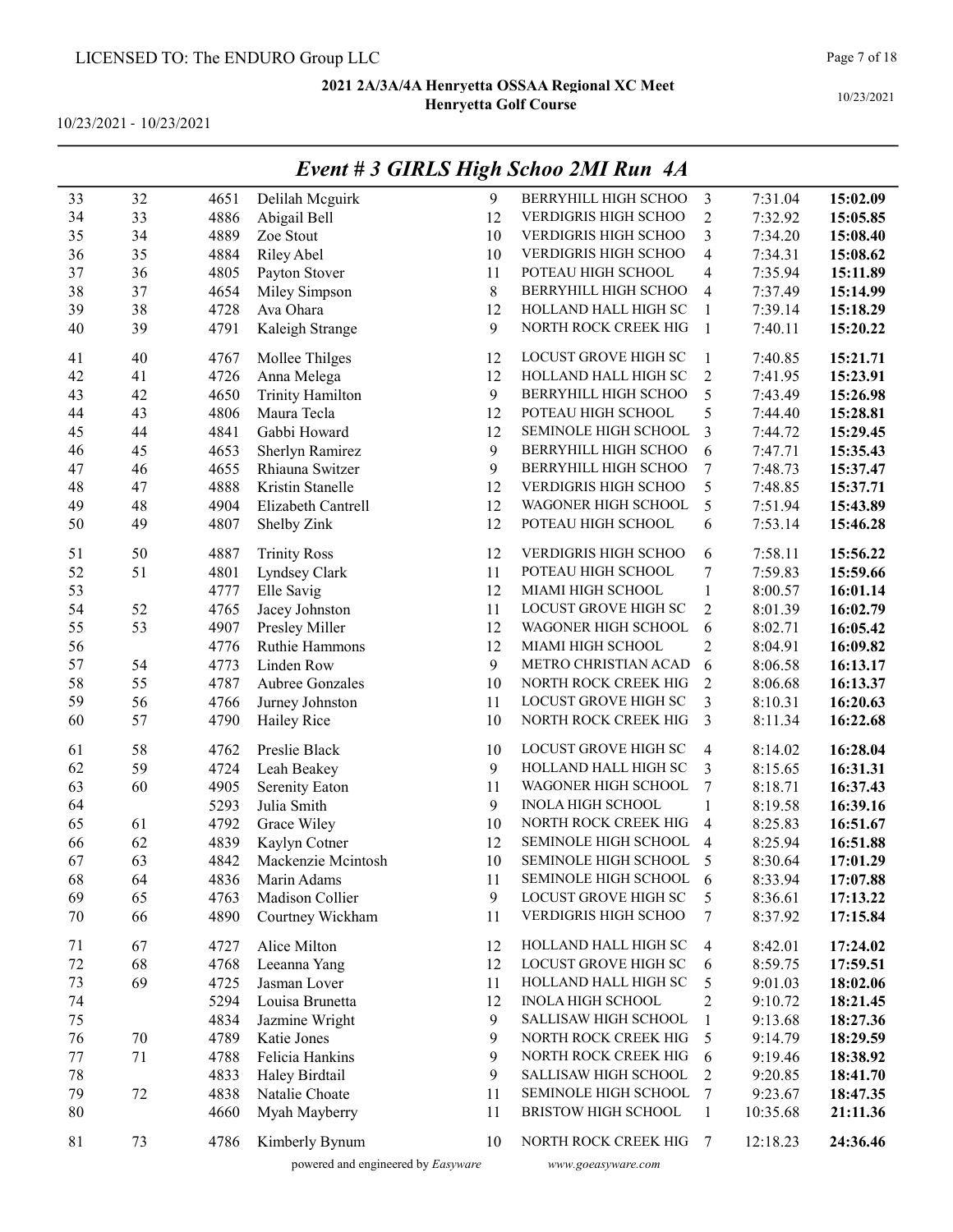LICENSED TO: The ENDURO Group LLC

**2021 2A/3A/4A Henryetta OSSAA Regional XC Meet**
**Henryetta Golf Course**

10/23/2021 - 10/23/2021

10/23/2021

## *Event # 3 GIRLS High Schoo 2MI Run 4A*

| | | | | | | | | |
|---|---|---|---|---|---|---|---|---|
| 33 | 32 | 4651 | Delilah Mcguirk | 9 | BERRYHILL HIGH SCHOO | 3 | 7:31.04 | **15:02.09** |
| 34 | 33 | 4886 | Abigail Bell | 12 | VERDIGRIS HIGH SCHOO | 2 | 7:32.92 | **15:05.85** |
| 35 | 34 | 4889 | Zoe Stout | 10 | VERDIGRIS HIGH SCHOO | 3 | 7:34.20 | **15:08.40** |
| 36 | 35 | 4884 | Riley Abel | 10 | VERDIGRIS HIGH SCHOO | 4 | 7:34.31 | **15:08.62** |
| 37 | 36 | 4805 | Payton Stover | 11 | POTEAU HIGH SCHOOL | 4 | 7:35.94 | **15:11.89** |
| 38 | 37 | 4654 | Miley Simpson | 8 | BERRYHILL HIGH SCHOO | 4 | 7:37.49 | **15:14.99** |
| 39 | 38 | 4728 | Ava Ohara | 12 | HOLLAND HALL HIGH SC | 1 | 7:39.14 | **15:18.29** |
| 40 | 39 | 4791 | Kaleigh Strange | 9 | NORTH ROCK CREEK HIG | 1 | 7:40.11 | **15:20.22** |
| 41 | 40 | 4767 | Mollee Thilges | 12 | LOCUST GROVE HIGH SC | 1 | 7:40.85 | **15:21.71** |
| 42 | 41 | 4726 | Anna Melega | 12 | HOLLAND HALL HIGH SC | 2 | 7:41.95 | **15:23.91** |
| 43 | 42 | 4650 | Trinity Hamilton | 9 | BERRYHILL HIGH SCHOO | 5 | 7:43.49 | **15:26.98** |
| 44 | 43 | 4806 | Maura Tecla | 12 | POTEAU HIGH SCHOOL | 5 | 7:44.40 | **15:28.81** |
| 45 | 44 | 4841 | Gabbi Howard | 12 | SEMINOLE HIGH SCHOOL | 3 | 7:44.72 | **15:29.45** |
| 46 | 45 | 4653 | Sherlyn Ramirez | 9 | BERRYHILL HIGH SCHOO | 6 | 7:47.71 | **15:35.43** |
| 47 | 46 | 4655 | Rhiauna Switzer | 9 | BERRYHILL HIGH SCHOO | 7 | 7:48.73 | **15:37.47** |
| 48 | 47 | 4888 | Kristin Stanelle | 12 | VERDIGRIS HIGH SCHOO | 5 | 7:48.85 | **15:37.71** |
| 49 | 48 | 4904 | Elizabeth Cantrell | 12 | WAGONER HIGH SCHOOL | 5 | 7:51.94 | **15:43.89** |
| 50 | 49 | 4807 | Shelby Zink | 12 | POTEAU HIGH SCHOOL | 6 | 7:53.14 | **15:46.28** |
| 51 | 50 | 4887 | Trinity Ross | 12 | VERDIGRIS HIGH SCHOO | 6 | 7:58.11 | **15:56.22** |
| 52 | 51 | 4801 | Lyndsey Clark | 11 | POTEAU HIGH SCHOOL | 7 | 7:59.83 | **15:59.66** |
| 53 | | 4777 | Elle Savig | 12 | MIAMI HIGH SCHOOL | 1 | 8:00.57 | **16:01.14** |
| 54 | 52 | 4765 | Jacey Johnston | 11 | LOCUST GROVE HIGH SC | 2 | 8:01.39 | **16:02.79** |
| 55 | 53 | 4907 | Presley Miller | 12 | WAGONER HIGH SCHOOL | 6 | 8:02.71 | **16:05.42** |
| 56 | | 4776 | Ruthie Hammons | 12 | MIAMI HIGH SCHOOL | 2 | 8:04.91 | **16:09.82** |
| 57 | 54 | 4773 | Linden Row | 9 | METRO CHRISTIAN ACAD | 6 | 8:06.58 | **16:13.17** |
| 58 | 55 | 4787 | Aubree Gonzales | 10 | NORTH ROCK CREEK HIG | 2 | 8:06.68 | **16:13.37** |
| 59 | 56 | 4766 | Jurney Johnston | 11 | LOCUST GROVE HIGH SC | 3 | 8:10.31 | **16:20.63** |
| 60 | 57 | 4790 | Hailey Rice | 10 | NORTH ROCK CREEK HIG | 3 | 8:11.34 | **16:22.68** |
| 61 | 58 | 4762 | Preslie Black | 10 | LOCUST GROVE HIGH SC | 4 | 8:14.02 | **16:28.04** |
| 62 | 59 | 4724 | Leah Beakey | 9 | HOLLAND HALL HIGH SC | 3 | 8:15.65 | **16:31.31** |
| 63 | 60 | 4905 | Serenity Eaton | 11 | WAGONER HIGH SCHOOL | 7 | 8:18.71 | **16:37.43** |
| 64 | | 5293 | Julia Smith | 9 | INOLA HIGH SCHOOL | 1 | 8:19.58 | **16:39.16** |
| 65 | 61 | 4792 | Grace Wiley | 10 | NORTH ROCK CREEK HIG | 4 | 8:25.83 | **16:51.67** |
| 66 | 62 | 4839 | Kaylyn Cotner | 12 | SEMINOLE HIGH SCHOOL | 4 | 8:25.94 | **16:51.88** |
| 67 | 63 | 4842 | Mackenzie Mcintosh | 10 | SEMINOLE HIGH SCHOOL | 5 | 8:30.64 | **17:01.29** |
| 68 | 64 | 4836 | Marin Adams | 11 | SEMINOLE HIGH SCHOOL | 6 | 8:33.94 | **17:07.88** |
| 69 | 65 | 4763 | Madison Collier | 9 | LOCUST GROVE HIGH SC | 5 | 8:36.61 | **17:13.22** |
| 70 | 66 | 4890 | Courtney Wickham | 11 | VERDIGRIS HIGH SCHOO | 7 | 8:37.92 | **17:15.84** |
| 71 | 67 | 4727 | Alice Milton | 12 | HOLLAND HALL HIGH SC | 4 | 8:42.01 | **17:24.02** |
| 72 | 68 | 4768 | Leeanna Yang | 12 | LOCUST GROVE HIGH SC | 6 | 8:59.75 | **17:59.51** |
| 73 | 69 | 4725 | Jasman Lover | 11 | HOLLAND HALL HIGH SC | 5 | 9:01.03 | **18:02.06** |
| 74 | | 5294 | Louisa Brunetta | 12 | INOLA HIGH SCHOOL | 2 | 9:10.72 | **18:21.45** |
| 75 | | 4834 | Jazmine Wright | 9 | SALLISAW HIGH SCHOOL | 1 | 9:13.68 | **18:27.36** |
| 76 | 70 | 4789 | Katie Jones | 9 | NORTH ROCK CREEK HIG | 5 | 9:14.79 | **18:29.59** |
| 77 | 71 | 4788 | Felicia Hankins | 9 | NORTH ROCK CREEK HIG | 6 | 9:19.46 | **18:38.92** |
| 78 | | 4833 | Haley Birdtail | 9 | SALLISAW HIGH SCHOOL | 2 | 9:20.85 | **18:41.70** |
| 79 | 72 | 4838 | Natalie Choate | 11 | SEMINOLE HIGH SCHOOL | 7 | 9:23.67 | **18:47.35** |
| 80 | | 4660 | Myah Mayberry | 11 | BRISTOW HIGH SCHOOL | 1 | 10:35.68 | **21:11.36** |
| 81 | 73 | 4786 | Kimberly Bynum | 10 | NORTH ROCK CREEK HIG | 7 | 12:18.23 | **24:36.46** |

powered and engineered by *Easyware* www.goeasyware.com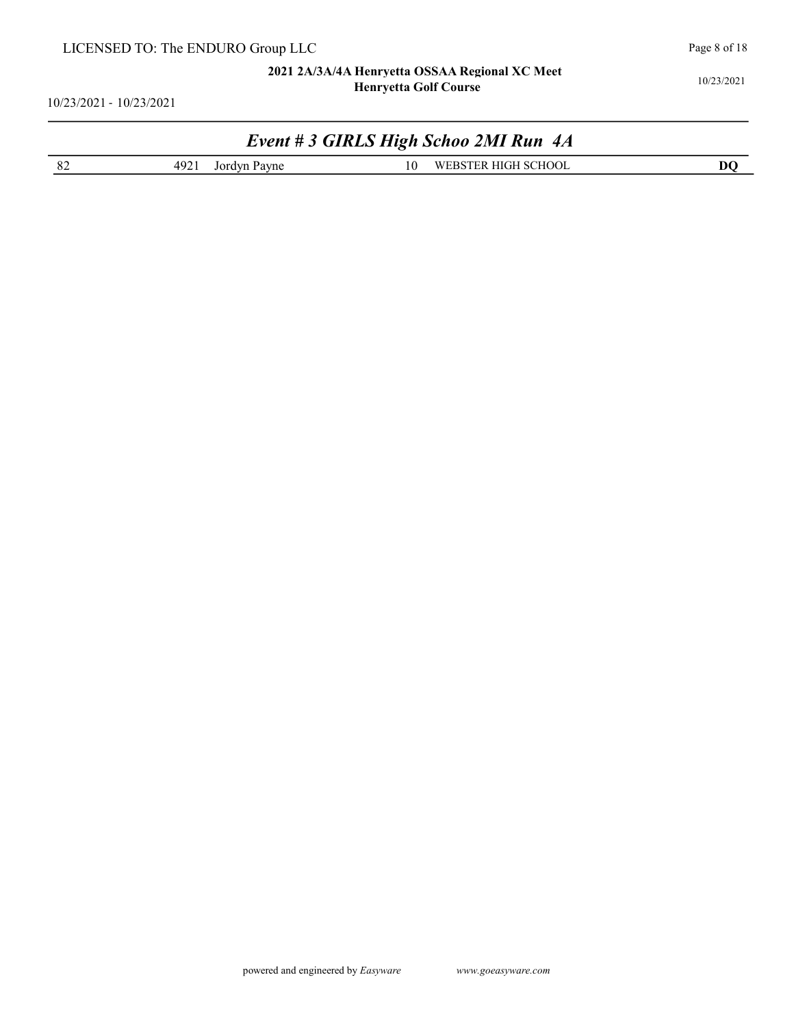## Event # 3 GIRLS High Schoo 2MI Run 4A

| | | | | | |
|---|---|---|---|---|---|
| 82 | 4921 | Jordyn Payne | 10 | WEBSTER HIGH SCHOOL | **DQ** |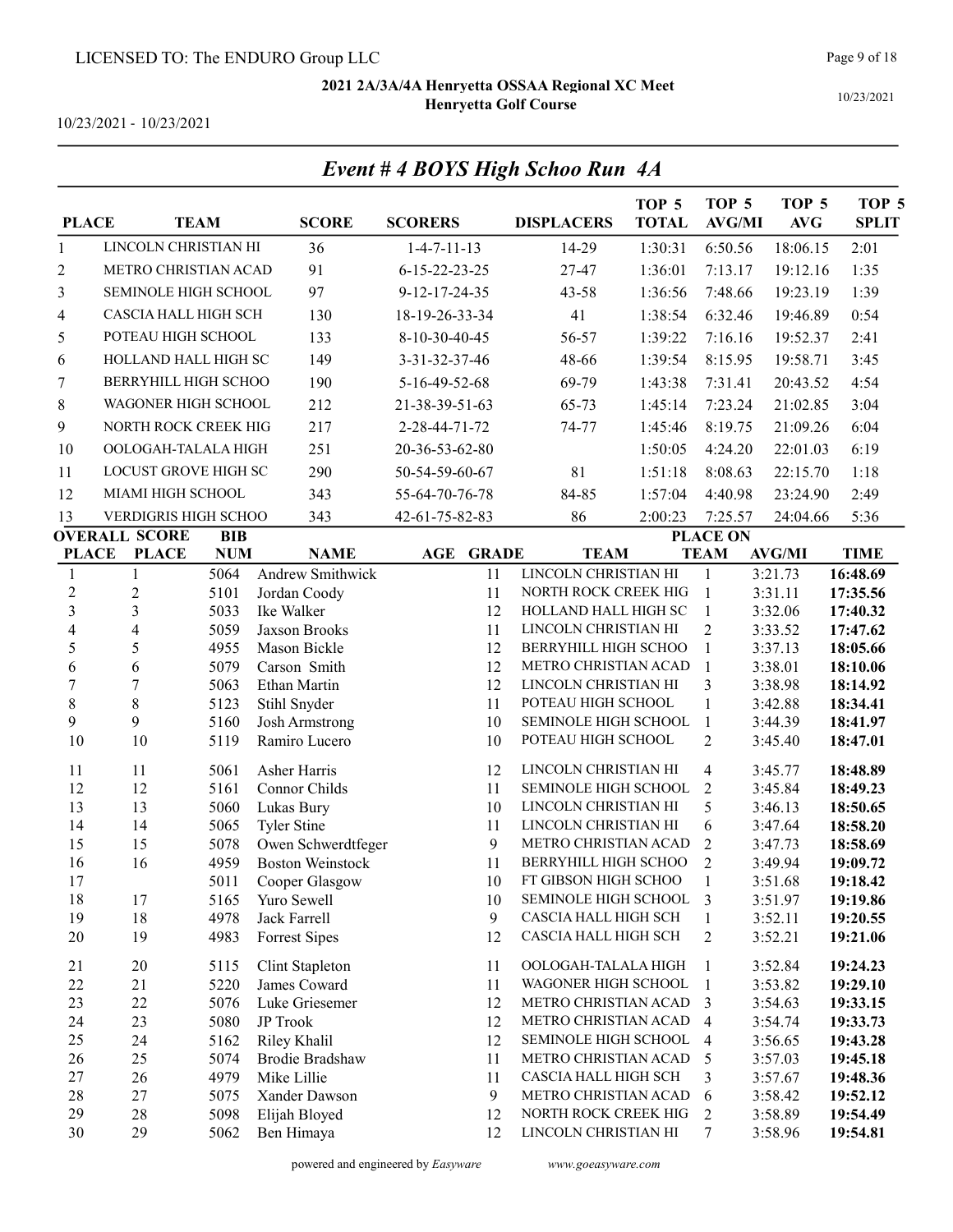LICENSED TO: The ENDURO Group LLC

**2021 2A/3A/4A Henryetta OSSAA Regional XC Meet**
**Henryetta Golf Course**

10/23/2021 - 10/23/2021

## *Event # 4 BOYS High Schoo Run 4A*

| PLACE | TEAM | SCORE | SCORERS | DISPLACERS | TOP 5 TOTAL | TOP 5 AVG/MI | TOP 5 AVG | TOP 5 SPLIT |
|---|---|---|---|---|---|---|---|---|
| 1 | LINCOLN CHRISTIAN HI | 36 | 1-4-7-11-13 | 14-29 | 1:30:31 | 6:50.56 | 18:06.15 | 2:01 |
| 2 | METRO CHRISTIAN ACAD | 91 | 6-15-22-23-25 | 27-47 | 1:36:01 | 7:13.17 | 19:12.16 | 1:35 |
| 3 | SEMINOLE HIGH SCHOOL | 97 | 9-12-17-24-35 | 43-58 | 1:36:56 | 7:48.66 | 19:23.19 | 1:39 |
| 4 | CASCIA HALL HIGH SCH | 130 | 18-19-26-33-34 | 41 | 1:38:54 | 6:32.46 | 19:46.89 | 0:54 |
| 5 | POTEAU HIGH SCHOOL | 133 | 8-10-30-40-45 | 56-57 | 1:39:22 | 7:16.16 | 19:52.37 | 2:41 |
| 6 | HOLLAND HALL HIGH SC | 149 | 3-31-32-37-46 | 48-66 | 1:39:54 | 8:15.95 | 19:58.71 | 3:45 |
| 7 | BERRYHILL HIGH SCHOO | 190 | 5-16-49-52-68 | 69-79 | 1:43:38 | 7:31.41 | 20:43.52 | 4:54 |
| 8 | WAGONER HIGH SCHOOL | 212 | 21-38-39-51-63 | 65-73 | 1:45:14 | 7:23.24 | 21:02.85 | 3:04 |
| 9 | NORTH ROCK CREEK HIG | 217 | 2-28-44-71-72 | 74-77 | 1:45:46 | 8:19.75 | 21:09.26 | 6:04 |
| 10 | OOLOGAH-TALALA HIGH | 251 | 20-36-53-62-80 | | 1:50:05 | 4:24.20 | 22:01.03 | 6:19 |
| 11 | LOCUST GROVE HIGH SC | 290 | 50-54-59-60-67 | 81 | 1:51:18 | 8:08.63 | 22:15.70 | 1:18 |
| 12 | MIAMI HIGH SCHOOL | 343 | 55-64-70-76-78 | 84-85 | 1:57:04 | 4:40.98 | 23:24.90 | 2:49 |
| 13 | VERDIGRIS HIGH SCHOO | 343 | 42-61-75-82-83 | 86 | 2:00:23 | 7:25.57 | 24:04.66 | 5:36 |

| OVERALL PLACE | SCORE PLACE | BIB NUM | NAME | AGE | GRADE | TEAM | PLACE ON TEAM | AVG/MI | TIME |
|---|---|---|---|---|---|---|---|---|---|
| 1 | 1 | 5064 | Andrew Smithwick | | 11 | LINCOLN CHRISTIAN HI | 1 | 3:21.73 | **16:48.69** |
| 2 | 2 | 5101 | Jordan Coody | | 11 | NORTH ROCK CREEK HIG | 1 | 3:31.11 | **17:35.56** |
| 3 | 3 | 5033 | Ike Walker | | 12 | HOLLAND HALL HIGH SC | 1 | 3:32.06 | **17:40.32** |
| 4 | 4 | 5059 | Jaxson Brooks | | 11 | LINCOLN CHRISTIAN HI | 2 | 3:33.52 | **17:47.62** |
| 5 | 5 | 4955 | Mason Bickle | | 12 | BERRYHILL HIGH SCHOO | 1 | 3:37.13 | **18:05.66** |
| 6 | 6 | 5079 | Carson Smith | | 12 | METRO CHRISTIAN ACAD | 1 | 3:38.01 | **18:10.06** |
| 7 | 7 | 5063 | Ethan Martin | | 12 | LINCOLN CHRISTIAN HI | 3 | 3:38.98 | **18:14.92** |
| 8 | 8 | 5123 | Stihl Snyder | | 11 | POTEAU HIGH SCHOOL | 1 | 3:42.88 | **18:34.41** |
| 9 | 9 | 5160 | Josh Armstrong | | 10 | SEMINOLE HIGH SCHOOL | 1 | 3:44.39 | **18:41.97** |
| 10 | 10 | 5119 | Ramiro Lucero | | 10 | POTEAU HIGH SCHOOL | 2 | 3:45.40 | **18:47.01** |
| 11 | 11 | 5061 | Asher Harris | | 12 | LINCOLN CHRISTIAN HI | 4 | 3:45.77 | **18:48.89** |
| 12 | 12 | 5161 | Connor Childs | | 11 | SEMINOLE HIGH SCHOOL | 2 | 3:45.84 | **18:49.23** |
| 13 | 13 | 5060 | Lukas Bury | | 10 | LINCOLN CHRISTIAN HI | 5 | 3:46.13 | **18:50.65** |
| 14 | 14 | 5065 | Tyler Stine | | 11 | LINCOLN CHRISTIAN HI | 6 | 3:47.64 | **18:58.20** |
| 15 | 15 | 5078 | Owen Schwerdtfeger | | 9 | METRO CHRISTIAN ACAD | 2 | 3:47.73 | **18:58.69** |
| 16 | 16 | 4959 | Boston Weinstock | | 11 | BERRYHILL HIGH SCHOO | 2 | 3:49.94 | **19:09.72** |
| 17 | | 5011 | Cooper Glasgow | | 10 | FT GIBSON HIGH SCHOO | 1 | 3:51.68 | **19:18.42** |
| 18 | 17 | 5165 | Yuro Sewell | | 10 | SEMINOLE HIGH SCHOOL | 3 | 3:51.97 | **19:19.86** |
| 19 | 18 | 4978 | Jack Farrell | | 9 | CASCIA HALL HIGH SCH | 1 | 3:52.11 | **19:20.55** |
| 20 | 19 | 4983 | Forrest Sipes | | 12 | CASCIA HALL HIGH SCH | 2 | 3:52.21 | **19:21.06** |
| 21 | 20 | 5115 | Clint Stapleton | | 11 | OOLOGAH-TALALA HIGH | 1 | 3:52.84 | **19:24.23** |
| 22 | 21 | 5220 | James Coward | | 11 | WAGONER HIGH SCHOOL | 1 | 3:53.82 | **19:29.10** |
| 23 | 22 | 5076 | Luke Griesemer | | 12 | METRO CHRISTIAN ACAD | 3 | 3:54.63 | **19:33.15** |
| 24 | 23 | 5080 | JP Trook | | 12 | METRO CHRISTIAN ACAD | 4 | 3:54.74 | **19:33.73** |
| 25 | 24 | 5162 | Riley Khalil | | 12 | SEMINOLE HIGH SCHOOL | 4 | 3:56.65 | **19:43.28** |
| 26 | 25 | 5074 | Brodie Bradshaw | | 11 | METRO CHRISTIAN ACAD | 5 | 3:57.03 | **19:45.18** |
| 27 | 26 | 4979 | Mike Lillie | | 11 | CASCIA HALL HIGH SCH | 3 | 3:57.67 | **19:48.36** |
| 28 | 27 | 5075 | Xander Dawson | | 9 | METRO CHRISTIAN ACAD | 6 | 3:58.42 | **19:52.12** |
| 29 | 28 | 5098 | Elijah Bloyed | | 12 | NORTH ROCK CREEK HIG | 2 | 3:58.89 | **19:54.49** |
| 30 | 29 | 5062 | Ben Himaya | | 12 | LINCOLN CHRISTIAN HI | 7 | 3:58.96 | **19:54.81** |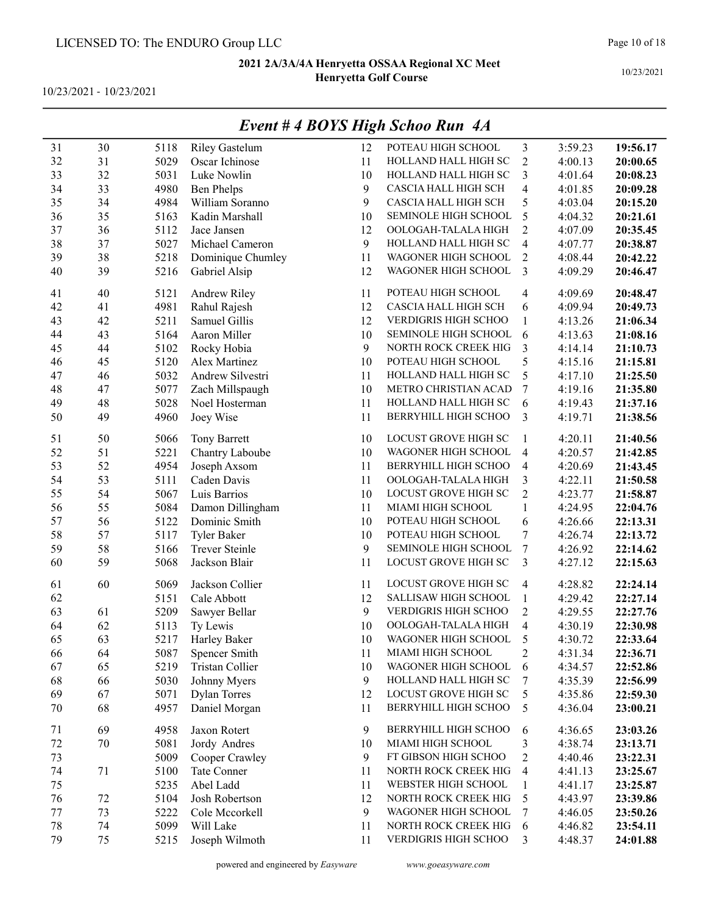LICENSED TO: The ENDURO Group LLC

**2021 2A/3A/4A Henryetta OSSAA Regional XC Meet**
**Henryetta Golf Course**

10/23/2021 - 10/23/2021

10/23/2021

## *Event # 4 BOYS High Schoo Run 4A*

| | | | | | | | | |
|---|---|---|---|---|---|---|---|---|
| 31 | 30 | 5118 | Riley Gastelum | 12 | POTEAU HIGH SCHOOL | 3 | 3:59.23 | **19:56.17** |
| 32 | 31 | 5029 | Oscar Ichinose | 11 | HOLLAND HALL HIGH SC | 2 | 4:00.13 | **20:00.65** |
| 33 | 32 | 5031 | Luke Nowlin | 10 | HOLLAND HALL HIGH SC | 3 | 4:01.64 | **20:08.23** |
| 34 | 33 | 4980 | Ben Phelps | 9 | CASCIA HALL HIGH SCH | 4 | 4:01.85 | **20:09.28** |
| 35 | 34 | 4984 | William Soranno | 9 | CASCIA HALL HIGH SCH | 5 | 4:03.04 | **20:15.20** |
| 36 | 35 | 5163 | Kadin Marshall | 10 | SEMINOLE HIGH SCHOOL | 5 | 4:04.32 | **20:21.61** |
| 37 | 36 | 5112 | Jace Jansen | 12 | OOLOGAH-TALALA HIGH | 2 | 4:07.09 | **20:35.45** |
| 38 | 37 | 5027 | Michael Cameron | 9 | HOLLAND HALL HIGH SC | 4 | 4:07.77 | **20:38.87** |
| 39 | 38 | 5218 | Dominique Chumley | 11 | WAGONER HIGH SCHOOL | 2 | 4:08.44 | **20:42.22** |
| 40 | 39 | 5216 | Gabriel Alsip | 12 | WAGONER HIGH SCHOOL | 3 | 4:09.29 | **20:46.47** |
| 41 | 40 | 5121 | Andrew Riley | 11 | POTEAU HIGH SCHOOL | 4 | 4:09.69 | **20:48.47** |
| 42 | 41 | 4981 | Rahul Rajesh | 12 | CASCIA HALL HIGH SCH | 6 | 4:09.94 | **20:49.73** |
| 43 | 42 | 5211 | Samuel Gillis | 12 | VERDIGRIS HIGH SCHOO | 1 | 4:13.26 | **21:06.34** |
| 44 | 43 | 5164 | Aaron Miller | 10 | SEMINOLE HIGH SCHOOL | 6 | 4:13.63 | **21:08.16** |
| 45 | 44 | 5102 | Rocky Hobia | 9 | NORTH ROCK CREEK HIG | 3 | 4:14.14 | **21:10.73** |
| 46 | 45 | 5120 | Alex Martinez | 10 | POTEAU HIGH SCHOOL | 5 | 4:15.16 | **21:15.81** |
| 47 | 46 | 5032 | Andrew Silvestri | 11 | HOLLAND HALL HIGH SC | 5 | 4:17.10 | **21:25.50** |
| 48 | 47 | 5077 | Zach Millspaugh | 10 | METRO CHRISTIAN ACAD | 7 | 4:19.16 | **21:35.80** |
| 49 | 48 | 5028 | Noel Hosterman | 11 | HOLLAND HALL HIGH SC | 6 | 4:19.43 | **21:37.16** |
| 50 | 49 | 4960 | Joey Wise | 11 | BERRYHILL HIGH SCHOO | 3 | 4:19.71 | **21:38.56** |
| 51 | 50 | 5066 | Tony Barrett | 10 | LOCUST GROVE HIGH SC | 1 | 4:20.11 | **21:40.56** |
| 52 | 51 | 5221 | Chantry Laboube | 10 | WAGONER HIGH SCHOOL | 4 | 4:20.57 | **21:42.85** |
| 53 | 52 | 4954 | Joseph Axsom | 11 | BERRYHILL HIGH SCHOO | 4 | 4:20.69 | **21:43.45** |
| 54 | 53 | 5111 | Caden Davis | 11 | OOLOGAH-TALALA HIGH | 3 | 4:22.11 | **21:50.58** |
| 55 | 54 | 5067 | Luis Barrios | 10 | LOCUST GROVE HIGH SC | 2 | 4:23.77 | **21:58.87** |
| 56 | 55 | 5084 | Damon Dillingham | 11 | MIAMI HIGH SCHOOL | 1 | 4:24.95 | **22:04.76** |
| 57 | 56 | 5122 | Dominic Smith | 10 | POTEAU HIGH SCHOOL | 6 | 4:26.66 | **22:13.31** |
| 58 | 57 | 5117 | Tyler Baker | 10 | POTEAU HIGH SCHOOL | 7 | 4:26.74 | **22:13.72** |
| 59 | 58 | 5166 | Trever Steinle | 9 | SEMINOLE HIGH SCHOOL | 7 | 4:26.92 | **22:14.62** |
| 60 | 59 | 5068 | Jackson Blair | 11 | LOCUST GROVE HIGH SC | 3 | 4:27.12 | **22:15.63** |
| 61 | 60 | 5069 | Jackson Collier | 11 | LOCUST GROVE HIGH SC | 4 | 4:28.82 | **22:24.14** |
| 62 | | 5151 | Cale Abbott | 12 | SALLISAW HIGH SCHOOL | 1 | 4:29.42 | **22:27.14** |
| 63 | 61 | 5209 | Sawyer Bellar | 9 | VERDIGRIS HIGH SCHOO | 2 | 4:29.55 | **22:27.76** |
| 64 | 62 | 5113 | Ty Lewis | 10 | OOLOGAH-TALALA HIGH | 4 | 4:30.19 | **22:30.98** |
| 65 | 63 | 5217 | Harley Baker | 10 | WAGONER HIGH SCHOOL | 5 | 4:30.72 | **22:33.64** |
| 66 | 64 | 5087 | Spencer Smith | 11 | MIAMI HIGH SCHOOL | 2 | 4:31.34 | **22:36.71** |
| 67 | 65 | 5219 | Tristan Collier | 10 | WAGONER HIGH SCHOOL | 6 | 4:34.57 | **22:52.86** |
| 68 | 66 | 5030 | Johnny Myers | 9 | HOLLAND HALL HIGH SC | 7 | 4:35.39 | **22:56.99** |
| 69 | 67 | 5071 | Dylan Torres | 12 | LOCUST GROVE HIGH SC | 5 | 4:35.86 | **22:59.30** |
| 70 | 68 | 4957 | Daniel Morgan | 11 | BERRYHILL HIGH SCHOO | 5 | 4:36.04 | **23:00.21** |
| 71 | 69 | 4958 | Jaxon Rotert | 9 | BERRYHILL HIGH SCHOO | 6 | 4:36.65 | **23:03.26** |
| 72 | 70 | 5081 | Jordy Andres | 10 | MIAMI HIGH SCHOOL | 3 | 4:38.74 | **23:13.71** |
| 73 | | 5009 | Cooper Crawley | 9 | FT GIBSON HIGH SCHOO | 2 | 4:40.46 | **23:22.31** |
| 74 | 71 | 5100 | Tate Conner | 11 | NORTH ROCK CREEK HIG | 4 | 4:41.13 | **23:25.67** |
| 75 | | 5235 | Abel Ladd | 11 | WEBSTER HIGH SCHOOL | 1 | 4:41.17 | **23:25.87** |
| 76 | 72 | 5104 | Josh Robertson | 12 | NORTH ROCK CREEK HIG | 5 | 4:43.97 | **23:39.86** |
| 77 | 73 | 5222 | Cole Mccorkell | 9 | WAGONER HIGH SCHOOL | 7 | 4:46.05 | **23:50.26** |
| 78 | 74 | 5099 | Will Lake | 11 | NORTH ROCK CREEK HIG | 6 | 4:46.82 | **23:54.11** |
| 79 | 75 | 5215 | Joseph Wilmoth | 11 | VERDIGRIS HIGH SCHOO | 3 | 4:48.37 | **24:01.88** |

powered and engineered by *Easyware* www.goeasyware.com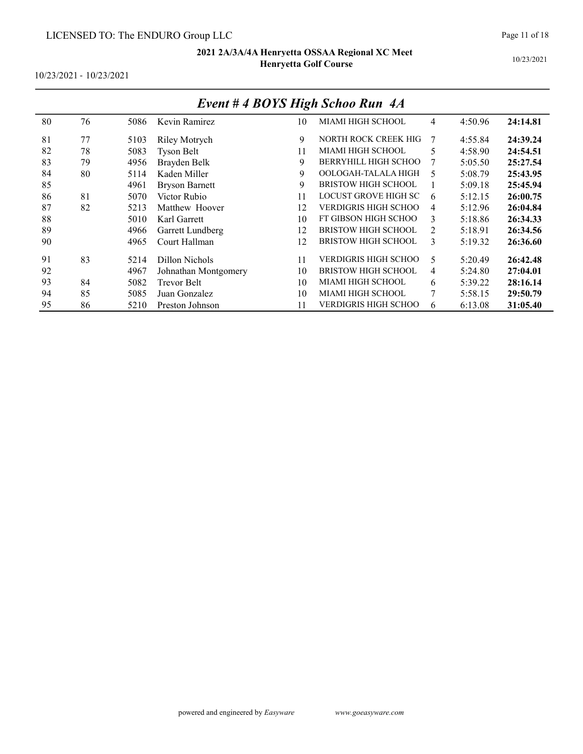LICENSED TO: The ENDURO Group LLC

**2021 2A/3A/4A Henryetta OSSAA Regional XC Meet**
**Henryetta Golf Course**

10/23/2021 - 10/23/2021

10/23/2021

## *Event # 4 BOYS High Schoo Run 4A*

| | | | | | | | | |
|---|---|---|---|---|---|---|---|---|
| 80 | 76 | 5086 | Kevin Ramirez | 10 | MIAMI HIGH SCHOOL | 4 | 4:50.96 | **24:14.81** |
| 81 | 77 | 5103 | Riley Motrych | 9 | NORTH ROCK CREEK HIG | 7 | 4:55.84 | **24:39.24** |
| 82 | 78 | 5083 | Tyson Belt | 11 | MIAMI HIGH SCHOOL | 5 | 4:58.90 | **24:54.51** |
| 83 | 79 | 4956 | Brayden Belk | 9 | BERRYHILL HIGH SCHOO | 7 | 5:05.50 | **25:27.54** |
| 84 | 80 | 5114 | Kaden Miller | 9 | OOLOGAH-TALALA HIGH | 5 | 5:08.79 | **25:43.95** |
| 85 | | 4961 | Bryson Barnett | 9 | BRISTOW HIGH SCHOOL | 1 | 5:09.18 | **25:45.94** |
| 86 | 81 | 5070 | Victor Rubio | 11 | LOCUST GROVE HIGH SC | 6 | 5:12.15 | **26:00.75** |
| 87 | 82 | 5213 | Matthew Hoover | 12 | VERDIGRIS HIGH SCHOO | 4 | 5:12.96 | **26:04.84** |
| 88 | | 5010 | Karl Garrett | 10 | FT GIBSON HIGH SCHOO | 3 | 5:18.86 | **26:34.33** |
| 89 | | 4966 | Garrett Lundberg | 12 | BRISTOW HIGH SCHOOL | 2 | 5:18.91 | **26:34.56** |
| 90 | | 4965 | Court Hallman | 12 | BRISTOW HIGH SCHOOL | 3 | 5:19.32 | **26:36.60** |
| 91 | 83 | 5214 | Dillon Nichols | 11 | VERDIGRIS HIGH SCHOO | 5 | 5:20.49 | **26:42.48** |
| 92 | | 4967 | Johnathan Montgomery | 10 | BRISTOW HIGH SCHOOL | 4 | 5:24.80 | **27:04.01** |
| 93 | 84 | 5082 | Trevor Belt | 10 | MIAMI HIGH SCHOOL | 6 | 5:39.22 | **28:16.14** |
| 94 | 85 | 5085 | Juan Gonzalez | 10 | MIAMI HIGH SCHOOL | 7 | 5:58.15 | **29:50.79** |
| 95 | 86 | 5210 | Preston Johnson | 11 | VERDIGRIS HIGH SCHOO | 6 | 6:13.08 | **31:05.40** |

powered and engineered by *Easyware* www.goeasyware.com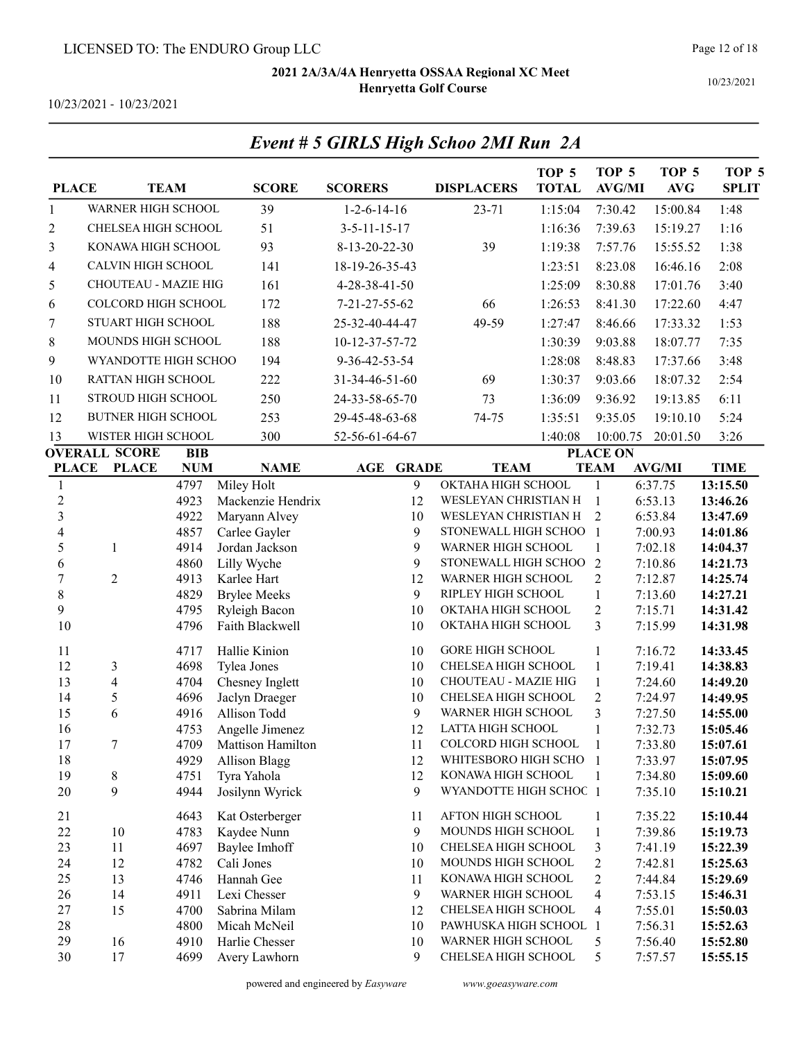LICENSED TO: The ENDURO Group LLC

**2021 2A/3A/4A Henryetta OSSAA Regional XC Meet**
**Henryetta Golf Course**

10/23/2021 - 10/23/2021

## *Event # 5 GIRLS High Schoo 2MI Run 2A*

| PLACE | TEAM | SCORE | SCORERS | DISPLACERS | TOP 5 TOTAL | TOP 5 AVG/MI | TOP 5 AVG | TOP 5 SPLIT |
|---|---|---|---|---|---|---|---|---|
| 1 | WARNER HIGH SCHOOL | 39 | 1-2-6-14-16 | 23-71 | 1:15:04 | 7:30.42 | 15:00.84 | 1:48 |
| 2 | CHELSEA HIGH SCHOOL | 51 | 3-5-11-15-17 | | 1:16:36 | 7:39.63 | 15:19.27 | 1:16 |
| 3 | KONAWA HIGH SCHOOL | 93 | 8-13-20-22-30 | 39 | 1:19:38 | 7:57.76 | 15:55.52 | 1:38 |
| 4 | CALVIN HIGH SCHOOL | 141 | 18-19-26-35-43 | | 1:23:51 | 8:23.08 | 16:46.16 | 2:08 |
| 5 | CHOUTEAU - MAZIE HIG | 161 | 4-28-38-41-50 | | 1:25:09 | 8:30.88 | 17:01.76 | 3:40 |
| 6 | COLCORD HIGH SCHOOL | 172 | 7-21-27-55-62 | 66 | 1:26:53 | 8:41.30 | 17:22.60 | 4:47 |
| 7 | STUART HIGH SCHOOL | 188 | 25-32-40-44-47 | 49-59 | 1:27:47 | 8:46.66 | 17:33.32 | 1:53 |
| 8 | MOUNDS HIGH SCHOOL | 188 | 10-12-37-57-72 | | 1:30:39 | 9:03.88 | 18:07.77 | 7:35 |
| 9 | WYANDOTTE HIGH SCHOO | 194 | 9-36-42-53-54 | | 1:28:08 | 8:48.83 | 17:37.66 | 3:48 |
| 10 | RATTAN HIGH SCHOOL | 222 | 31-34-46-51-60 | 69 | 1:30:37 | 9:03.66 | 18:07.32 | 2:54 |
| 11 | STROUD HIGH SCHOOL | 250 | 24-33-58-65-70 | 73 | 1:36:09 | 9:36.92 | 19:13.85 | 6:11 |
| 12 | BUTNER HIGH SCHOOL | 253 | 29-45-48-63-68 | 74-75 | 1:35:51 | 9:35.05 | 19:10.10 | 5:24 |
| 13 | WISTER HIGH SCHOOL | 300 | 52-56-61-64-67 | | 1:40:08 | 10:00.75 | 20:01.50 | 3:26 |

| OVERALL PLACE | SCORE PLACE | BIB NUM | NAME | AGE | GRADE | TEAM | PLACE ON TEAM | AVG/MI | TIME |
|---|---|---|---|---|---|---|---|---|---|
| 1 | | 4797 | Miley Holt | | 9 | OKTAHA HIGH SCHOOL | 1 | 6:37.75 | **13:15.50** |
| 2 | | 4923 | Mackenzie Hendrix | | 12 | WESLEYAN CHRISTIAN H | 1 | 6:53.13 | **13:46.26** |
| 3 | | 4922 | Maryann Alvey | | 10 | WESLEYAN CHRISTIAN H | 2 | 6:53.84 | **13:47.69** |
| 4 | | 4857 | Carlee Gayler | | 9 | STONEWALL HIGH SCHOO | 1 | 7:00.93 | **14:01.86** |
| 5 | 1 | 4914 | Jordan Jackson | | 9 | WARNER HIGH SCHOOL | 1 | 7:02.18 | **14:04.37** |
| 6 | | 4860 | Lilly Wyche | | 9 | STONEWALL HIGH SCHOO | 2 | 7:10.86 | **14:21.73** |
| 7 | 2 | 4913 | Karlee Hart | | 12 | WARNER HIGH SCHOOL | 2 | 7:12.87 | **14:25.74** |
| 8 | | 4829 | Brylee Meeks | | 9 | RIPLEY HIGH SCHOOL | 1 | 7:13.60 | **14:27.21** |
| 9 | | 4795 | Ryleigh Bacon | | 10 | OKTAHA HIGH SCHOOL | 2 | 7:15.71 | **14:31.42** |
| 10 | | 4796 | Faith Blackwell | | 10 | OKTAHA HIGH SCHOOL | 3 | 7:15.99 | **14:31.98** |
| 11 | | 4717 | Hallie Kinion | | 10 | GORE HIGH SCHOOL | 1 | 7:16.72 | **14:33.45** |
| 12 | 3 | 4698 | Tylea Jones | | 10 | CHELSEA HIGH SCHOOL | 1 | 7:19.41 | **14:38.83** |
| 13 | 4 | 4704 | Chesney Inglett | | 10 | CHOUTEAU - MAZIE HIG | 1 | 7:24.60 | **14:49.20** |
| 14 | 5 | 4696 | Jaclyn Draeger | | 10 | CHELSEA HIGH SCHOOL | 2 | 7:24.97 | **14:49.95** |
| 15 | 6 | 4916 | Allison Todd | | 9 | WARNER HIGH SCHOOL | 3 | 7:27.50 | **14:55.00** |
| 16 | | 4753 | Angelle Jimenez | | 12 | LATTA HIGH SCHOOL | 1 | 7:32.73 | **15:05.46** |
| 17 | 7 | 4709 | Mattison Hamilton | | 11 | COLCORD HIGH SCHOOL | 1 | 7:33.80 | **15:07.61** |
| 18 | | 4929 | Allison Blagg | | 12 | WHITESBORO HIGH SCHO | 1 | 7:33.97 | **15:07.95** |
| 19 | 8 | 4751 | Tyra Yahola | | 12 | KONAWA HIGH SCHOOL | 1 | 7:34.80 | **15:09.60** |
| 20 | 9 | 4944 | Josilynn Wyrick | | 9 | WYANDOTTE HIGH SCHOC | 1 | 7:35.10 | **15:10.21** |
| 21 | | 4643 | Kat Osterberger | | 11 | AFTON HIGH SCHOOL | 1 | 7:35.22 | **15:10.44** |
| 22 | 10 | 4783 | Kaydee Nunn | | 9 | MOUNDS HIGH SCHOOL | 1 | 7:39.86 | **15:19.73** |
| 23 | 11 | 4697 | Baylee Imhoff | | 10 | CHELSEA HIGH SCHOOL | 3 | 7:41.19 | **15:22.39** |
| 24 | 12 | 4782 | Cali Jones | | 10 | MOUNDS HIGH SCHOOL | 2 | 7:42.81 | **15:25.63** |
| 25 | 13 | 4746 | Hannah Gee | | 11 | KONAWA HIGH SCHOOL | 2 | 7:44.84 | **15:29.69** |
| 26 | 14 | 4911 | Lexi Chesser | | 9 | WARNER HIGH SCHOOL | 4 | 7:53.15 | **15:46.31** |
| 27 | 15 | 4700 | Sabrina Milam | | 12 | CHELSEA HIGH SCHOOL | 4 | 7:55.01 | **15:50.03** |
| 28 | | 4800 | Micah McNeil | | 10 | PAWHUSKA HIGH SCHOOL | 1 | 7:56.31 | **15:52.63** |
| 29 | 16 | 4910 | Harlie Chesser | | 10 | WARNER HIGH SCHOOL | 5 | 7:56.40 | **15:52.80** |
| 30 | 17 | 4699 | Avery Lawhorn | | 9 | CHELSEA HIGH SCHOOL | 5 | 7:57.57 | **15:55.15** |

powered and engineered by *Easyware* www.goeasyware.com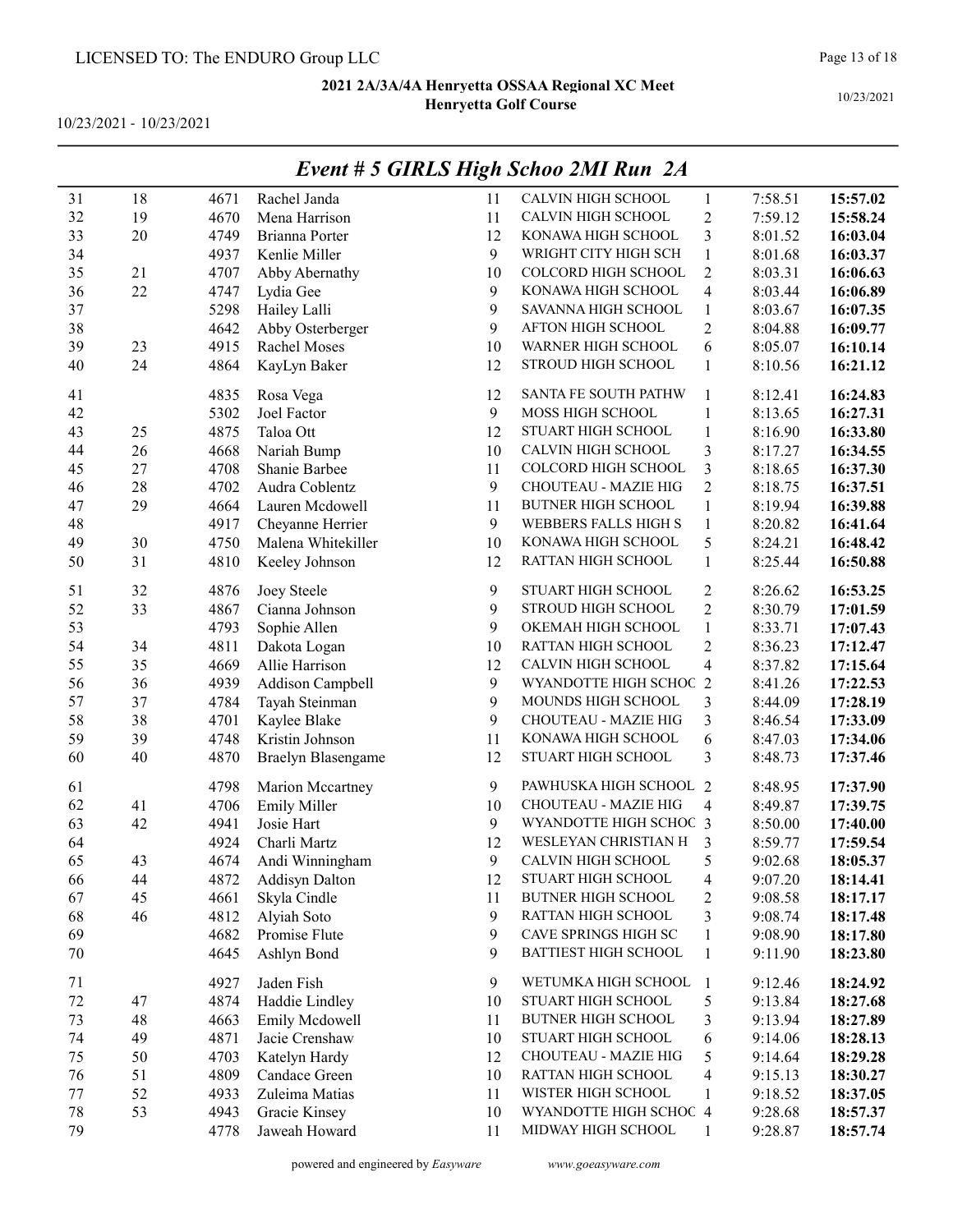LICENSED TO: The ENDURO Group LLC

**2021 2A/3A/4A Henryetta OSSAA Regional XC Meet**
**Henryetta Golf Course**

10/23/2021 - 10/23/2021

## *Event # 5 GIRLS High Schoo 2MI Run 2A*

| | | | | | | | | |
|---|---|---|---|---|---|---|---|---|
| 31 | 18 | 4671 | Rachel Janda | 11 | CALVIN HIGH SCHOOL | 1 | 7:58.51 | **15:57.02** |
| 32 | 19 | 4670 | Mena Harrison | 11 | CALVIN HIGH SCHOOL | 2 | 7:59.12 | **15:58.24** |
| 33 | 20 | 4749 | Brianna Porter | 12 | KONAWA HIGH SCHOOL | 3 | 8:01.52 | **16:03.04** |
| 34 | | 4937 | Kenlie Miller | 9 | WRIGHT CITY HIGH SCH | 1 | 8:01.68 | **16:03.37** |
| 35 | 21 | 4707 | Abby Abernathy | 10 | COLCORD HIGH SCHOOL | 2 | 8:03.31 | **16:06.63** |
| 36 | 22 | 4747 | Lydia Gee | 9 | KONAWA HIGH SCHOOL | 4 | 8:03.44 | **16:06.89** |
| 37 | | 5298 | Hailey Lalli | 9 | SAVANNA HIGH SCHOOL | 1 | 8:03.67 | **16:07.35** |
| 38 | | 4642 | Abby Osterberger | 9 | AFTON HIGH SCHOOL | 2 | 8:04.88 | **16:09.77** |
| 39 | 23 | 4915 | Rachel Moses | 10 | WARNER HIGH SCHOOL | 6 | 8:05.07 | **16:10.14** |
| 40 | 24 | 4864 | KayLyn Baker | 12 | STROUD HIGH SCHOOL | 1 | 8:10.56 | **16:21.12** |
| 41 | | 4835 | Rosa Vega | 12 | SANTA FE SOUTH PATHW | 1 | 8:12.41 | **16:24.83** |
| 42 | | 5302 | Joel Factor | 9 | MOSS HIGH SCHOOL | 1 | 8:13.65 | **16:27.31** |
| 43 | 25 | 4875 | Taloa Ott | 12 | STUART HIGH SCHOOL | 1 | 8:16.90 | **16:33.80** |
| 44 | 26 | 4668 | Nariah Bump | 10 | CALVIN HIGH SCHOOL | 3 | 8:17.27 | **16:34.55** |
| 45 | 27 | 4708 | Shanie Barbee | 11 | COLCORD HIGH SCHOOL | 3 | 8:18.65 | **16:37.30** |
| 46 | 28 | 4702 | Audra Coblentz | 9 | CHOUTEAU - MAZIE HIG | 2 | 8:18.75 | **16:37.51** |
| 47 | 29 | 4664 | Lauren Mcdowell | 11 | BUTNER HIGH SCHOOL | 1 | 8:19.94 | **16:39.88** |
| 48 | | 4917 | Cheyanne Herrier | 9 | WEBBERS FALLS HIGH S | 1 | 8:20.82 | **16:41.64** |
| 49 | 30 | 4750 | Malena Whitekiller | 10 | KONAWA HIGH SCHOOL | 5 | 8:24.21 | **16:48.42** |
| 50 | 31 | 4810 | Keeley Johnson | 12 | RATTAN HIGH SCHOOL | 1 | 8:25.44 | **16:50.88** |
| 51 | 32 | 4876 | Joey Steele | 9 | STUART HIGH SCHOOL | 2 | 8:26.62 | **16:53.25** |
| 52 | 33 | 4867 | Cianna Johnson | 9 | STROUD HIGH SCHOOL | 2 | 8:30.79 | **17:01.59** |
| 53 | | 4793 | Sophie Allen | 9 | OKEMAH HIGH SCHOOL | 1 | 8:33.71 | **17:07.43** |
| 54 | 34 | 4811 | Dakota Logan | 10 | RATTAN HIGH SCHOOL | 2 | 8:36.23 | **17:12.47** |
| 55 | 35 | 4669 | Allie Harrison | 12 | CALVIN HIGH SCHOOL | 4 | 8:37.82 | **17:15.64** |
| 56 | 36 | 4939 | Addison Campbell | 9 | WYANDOTTE HIGH SCHOC | 2 | 8:41.26 | **17:22.53** |
| 57 | 37 | 4784 | Tayah Steinman | 9 | MOUNDS HIGH SCHOOL | 3 | 8:44.09 | **17:28.19** |
| 58 | 38 | 4701 | Kaylee Blake | 9 | CHOUTEAU - MAZIE HIG | 3 | 8:46.54 | **17:33.09** |
| 59 | 39 | 4748 | Kristin Johnson | 11 | KONAWA HIGH SCHOOL | 6 | 8:47.03 | **17:34.06** |
| 60 | 40 | 4870 | Braelyn Blasengame | 12 | STUART HIGH SCHOOL | 3 | 8:48.73 | **17:37.46** |
| 61 | | 4798 | Marion Mccartney | 9 | PAWHUSKA HIGH SCHOOL | 2 | 8:48.95 | **17:37.90** |
| 62 | 41 | 4706 | Emily Miller | 10 | CHOUTEAU - MAZIE HIG | 4 | 8:49.87 | **17:39.75** |
| 63 | 42 | 4941 | Josie Hart | 9 | WYANDOTTE HIGH SCHOC | 3 | 8:50.00 | **17:40.00** |
| 64 | | 4924 | Charli Martz | 12 | WESLEYAN CHRISTIAN H | 3 | 8:59.77 | **17:59.54** |
| 65 | 43 | 4674 | Andi Winningham | 9 | CALVIN HIGH SCHOOL | 5 | 9:02.68 | **18:05.37** |
| 66 | 44 | 4872 | Addisyn Dalton | 12 | STUART HIGH SCHOOL | 4 | 9:07.20 | **18:14.41** |
| 67 | 45 | 4661 | Skyla Cindle | 11 | BUTNER HIGH SCHOOL | 2 | 9:08.58 | **18:17.17** |
| 68 | 46 | 4812 | Alyiah Soto | 9 | RATTAN HIGH SCHOOL | 3 | 9:08.74 | **18:17.48** |
| 69 | | 4682 | Promise Flute | 9 | CAVE SPRINGS HIGH SC | 1 | 9:08.90 | **18:17.80** |
| 70 | | 4645 | Ashlyn Bond | 9 | BATTIEST HIGH SCHOOL | 1 | 9:11.90 | **18:23.80** |
| 71 | | 4927 | Jaden Fish | 9 | WETUMKA HIGH SCHOOL | 1 | 9:12.46 | **18:24.92** |
| 72 | 47 | 4874 | Haddie Lindley | 10 | STUART HIGH SCHOOL | 5 | 9:13.84 | **18:27.68** |
| 73 | 48 | 4663 | Emily Mcdowell | 11 | BUTNER HIGH SCHOOL | 3 | 9:13.94 | **18:27.89** |
| 74 | 49 | 4871 | Jacie Crenshaw | 10 | STUART HIGH SCHOOL | 6 | 9:14.06 | **18:28.13** |
| 75 | 50 | 4703 | Katelyn Hardy | 12 | CHOUTEAU - MAZIE HIG | 5 | 9:14.64 | **18:29.28** |
| 76 | 51 | 4809 | Candace Green | 10 | RATTAN HIGH SCHOOL | 4 | 9:15.13 | **18:30.27** |
| 77 | 52 | 4933 | Zuleima Matias | 11 | WISTER HIGH SCHOOL | 1 | 9:18.52 | **18:37.05** |
| 78 | 53 | 4943 | Gracie Kinsey | 10 | WYANDOTTE HIGH SCHOC | 4 | 9:28.68 | **18:57.37** |
| 79 | | 4778 | Jaweah Howard | 11 | MIDWAY HIGH SCHOOL | 1 | 9:28.87 | **18:57.74** |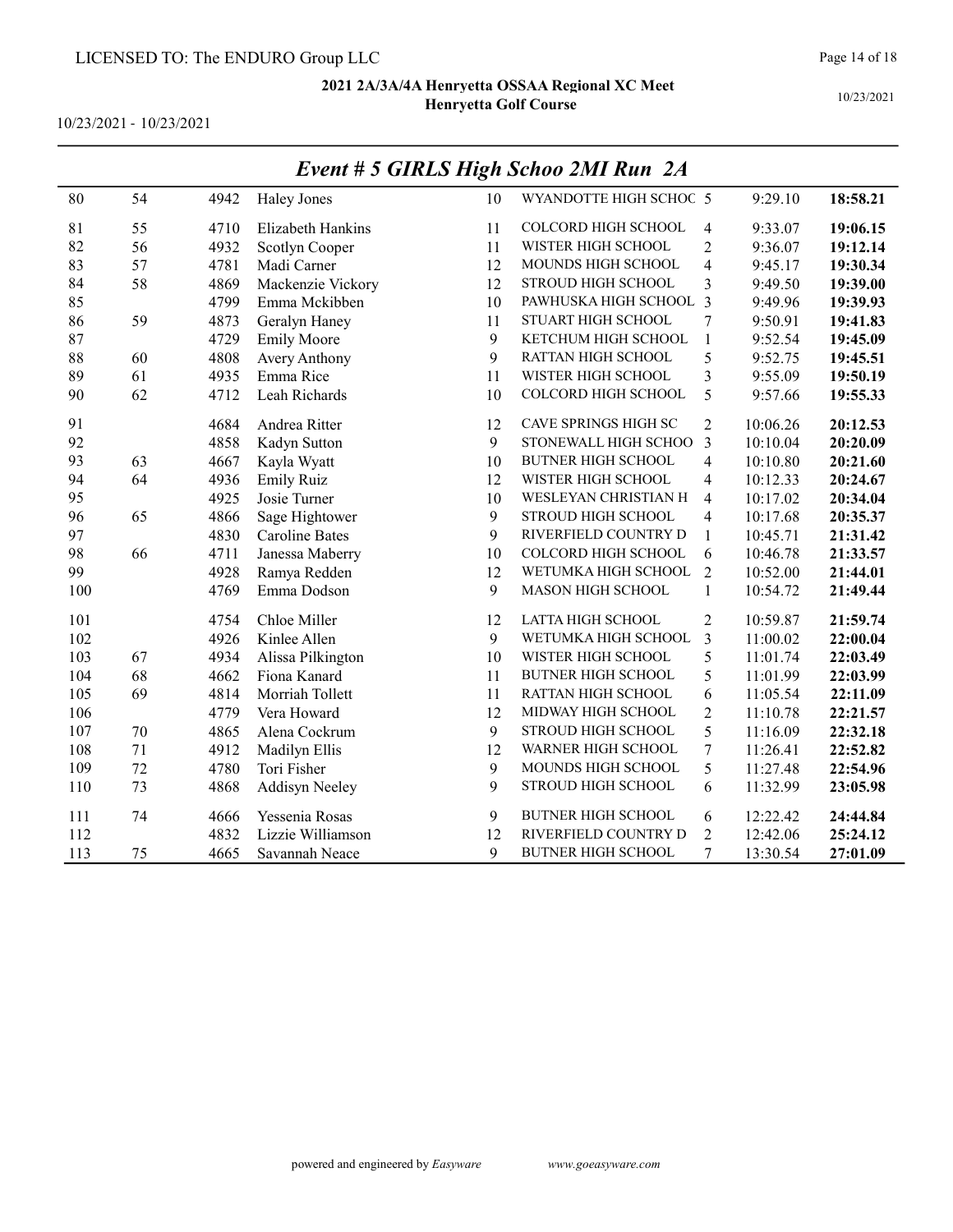## Event # 5 GIRLS High Schoo 2MI Run 2A

| | | | | | | | | |
|---|---|---|---|---|---|---|---|---|
| 80 | 54 | 4942 | Haley Jones | 10 | WYANDOTTE HIGH SCHOC | 5 | 9:29.10 | **18:58.21** |
| 81 | 55 | 4710 | Elizabeth Hankins | 11 | COLCORD HIGH SCHOOL | 4 | 9:33.07 | **19:06.15** |
| 82 | 56 | 4932 | Scotlyn Cooper | 11 | WISTER HIGH SCHOOL | 2 | 9:36.07 | **19:12.14** |
| 83 | 57 | 4781 | Madi Carner | 12 | MOUNDS HIGH SCHOOL | 4 | 9:45.17 | **19:30.34** |
| 84 | 58 | 4869 | Mackenzie Vickory | 12 | STROUD HIGH SCHOOL | 3 | 9:49.50 | **19:39.00** |
| 85 | | 4799 | Emma Mckibben | 10 | PAWHUSKA HIGH SCHOOL | 3 | 9:49.96 | **19:39.93** |
| 86 | 59 | 4873 | Geralyn Haney | 11 | STUART HIGH SCHOOL | 7 | 9:50.91 | **19:41.83** |
| 87 | | 4729 | Emily Moore | 9 | KETCHUM HIGH SCHOOL | 1 | 9:52.54 | **19:45.09** |
| 88 | 60 | 4808 | Avery Anthony | 9 | RATTAN HIGH SCHOOL | 5 | 9:52.75 | **19:45.51** |
| 89 | 61 | 4935 | Emma Rice | 11 | WISTER HIGH SCHOOL | 3 | 9:55.09 | **19:50.19** |
| 90 | 62 | 4712 | Leah Richards | 10 | COLCORD HIGH SCHOOL | 5 | 9:57.66 | **19:55.33** |
| 91 | | 4684 | Andrea Ritter | 12 | CAVE SPRINGS HIGH SC | 2 | 10:06.26 | **20:12.53** |
| 92 | | 4858 | Kadyn Sutton | 9 | STONEWALL HIGH SCHOO | 3 | 10:10.04 | **20:20.09** |
| 93 | 63 | 4667 | Kayla Wyatt | 10 | BUTNER HIGH SCHOOL | 4 | 10:10.80 | **20:21.60** |
| 94 | 64 | 4936 | Emily Ruiz | 12 | WISTER HIGH SCHOOL | 4 | 10:12.33 | **20:24.67** |
| 95 | | 4925 | Josie Turner | 10 | WESLEYAN CHRISTIAN H | 4 | 10:17.02 | **20:34.04** |
| 96 | 65 | 4866 | Sage Hightower | 9 | STROUD HIGH SCHOOL | 4 | 10:17.68 | **20:35.37** |
| 97 | | 4830 | Caroline Bates | 9 | RIVERFIELD COUNTRY D | 1 | 10:45.71 | **21:31.42** |
| 98 | 66 | 4711 | Janessa Maberry | 10 | COLCORD HIGH SCHOOL | 6 | 10:46.78 | **21:33.57** |
| 99 | | 4928 | Ramya Redden | 12 | WETUMKA HIGH SCHOOL | 2 | 10:52.00 | **21:44.01** |
| 100 | | 4769 | Emma Dodson | 9 | MASON HIGH SCHOOL | 1 | 10:54.72 | **21:49.44** |
| 101 | | 4754 | Chloe Miller | 12 | LATTA HIGH SCHOOL | 2 | 10:59.87 | **21:59.74** |
| 102 | | 4926 | Kinlee Allen | 9 | WETUMKA HIGH SCHOOL | 3 | 11:00.02 | **22:00.04** |
| 103 | 67 | 4934 | Alissa Pilkington | 10 | WISTER HIGH SCHOOL | 5 | 11:01.74 | **22:03.49** |
| 104 | 68 | 4662 | Fiona Kanard | 11 | BUTNER HIGH SCHOOL | 5 | 11:01.99 | **22:03.99** |
| 105 | 69 | 4814 | Morriah Tollett | 11 | RATTAN HIGH SCHOOL | 6 | 11:05.54 | **22:11.09** |
| 106 | | 4779 | Vera Howard | 12 | MIDWAY HIGH SCHOOL | 2 | 11:10.78 | **22:21.57** |
| 107 | 70 | 4865 | Alena Cockrum | 9 | STROUD HIGH SCHOOL | 5 | 11:16.09 | **22:32.18** |
| 108 | 71 | 4912 | Madilyn Ellis | 12 | WARNER HIGH SCHOOL | 7 | 11:26.41 | **22:52.82** |
| 109 | 72 | 4780 | Tori Fisher | 9 | MOUNDS HIGH SCHOOL | 5 | 11:27.48 | **22:54.96** |
| 110 | 73 | 4868 | Addisyn Neeley | 9 | STROUD HIGH SCHOOL | 6 | 11:32.99 | **23:05.98** |
| 111 | 74 | 4666 | Yessenia Rosas | 9 | BUTNER HIGH SCHOOL | 6 | 12:22.42 | **24:44.84** |
| 112 | | 4832 | Lizzie Williamson | 12 | RIVERFIELD COUNTRY D | 2 | 12:42.06 | **25:24.12** |
| 113 | 75 | 4665 | Savannah Neace | 9 | BUTNER HIGH SCHOOL | 7 | 13:30.54 | **27:01.09** |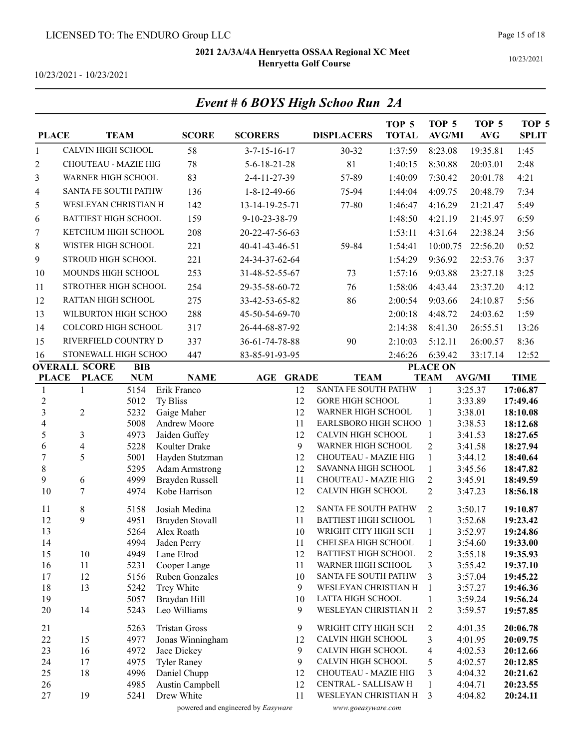LICENSED TO: The ENDURO Group LLC

**2021 2A/3A/4A Henryetta OSSAA Regional XC Meet**
**Henryetta Golf Course**

10/23/2021

10/23/2021 - 10/23/2021

## *Event # 6 BOYS High Schoo Run 2A*

| PLACE | TEAM | SCORE | SCORERS | DISPLACERS | TOP 5 TOTAL | TOP 5 AVG/MI | TOP 5 AVG | TOP 5 SPLIT |
|---|---|---|---|---|---|---|---|---|
| 1 | CALVIN HIGH SCHOOL | 58 | 3-7-15-16-17 | 30-32 | 1:37:59 | 8:23.08 | 19:35.81 | 1:45 |
| 2 | CHOUTEAU - MAZIE HIG | 78 | 5-6-18-21-28 | 81 | 1:40:15 | 8:30.88 | 20:03.01 | 2:48 |
| 3 | WARNER HIGH SCHOOL | 83 | 2-4-11-27-39 | 57-89 | 1:40:09 | 7:30.42 | 20:01.78 | 4:21 |
| 4 | SANTA FE SOUTH PATHW | 136 | 1-8-12-49-66 | 75-94 | 1:44:04 | 4:09.75 | 20:48.79 | 7:34 |
| 5 | WESLEYAN CHRISTIAN H | 142 | 13-14-19-25-71 | 77-80 | 1:46:47 | 4:16.29 | 21:21.47 | 5:49 |
| 6 | BATTIEST HIGH SCHOOL | 159 | 9-10-23-38-79 | | 1:48:50 | 4:21.19 | 21:45.97 | 6:59 |
| 7 | KETCHUM HIGH SCHOOL | 208 | 20-22-47-56-63 | | 1:53:11 | 4:31.64 | 22:38.24 | 3:56 |
| 8 | WISTER HIGH SCHOOL | 221 | 40-41-43-46-51 | 59-84 | 1:54:41 | 10:00.75 | 22:56.20 | 0:52 |
| 9 | STROUD HIGH SCHOOL | 221 | 24-34-37-62-64 | | 1:54:29 | 9:36.92 | 22:53.76 | 3:37 |
| 10 | MOUNDS HIGH SCHOOL | 253 | 31-48-52-55-67 | 73 | 1:57:16 | 9:03.88 | 23:27.18 | 3:25 |
| 11 | STROTHER HIGH SCHOOL | 254 | 29-35-58-60-72 | 76 | 1:58:06 | 4:43.44 | 23:37.20 | 4:12 |
| 12 | RATTAN HIGH SCHOOL | 275 | 33-42-53-65-82 | 86 | 2:00:54 | 9:03.66 | 24:10.87 | 5:56 |
| 13 | WILBURTON HIGH SCHOO | 288 | 45-50-54-69-70 | | 2:00:18 | 4:48.72 | 24:03.62 | 1:59 |
| 14 | COLCORD HIGH SCHOOL | 317 | 26-44-68-87-92 | | 2:14:38 | 8:41.30 | 26:55.51 | 13:26 |
| 15 | RIVERFIELD COUNTRY D | 337 | 36-61-74-78-88 | 90 | 2:10:03 | 5:12.11 | 26:00.57 | 8:36 |
| 16 | STONEWALL HIGH SCHOO | 447 | 83-85-91-93-95 | | 2:46:26 | 6:39.42 | 33:17.14 | 12:52 |

| OVERALL PLACE | SCORE PLACE | BIB NUM | NAME | AGE | GRADE | TEAM | PLACE ON TEAM | AVG/MI | TIME |
|---|---|---|---|---|---|---|---|---|---|
| 1 | 1 | 5154 | Erik Franco | | 12 | SANTA FE SOUTH PATHW | 1 | 3:25.37 | **17:06.87** |
| 2 | | 5012 | Ty Bliss | | 12 | GORE HIGH SCHOOL | 1 | 3:33.89 | **17:49.46** |
| 3 | 2 | 5232 | Gaige Maher | | 12 | WARNER HIGH SCHOOL | 1 | 3:38.01 | **18:10.08** |
| 4 | | 5008 | Andrew Moore | | 11 | EARLSBORO HIGH SCHOO | 1 | 3:38.53 | **18:12.68** |
| 5 | 3 | 4973 | Jaiden Guffey | | 12 | CALVIN HIGH SCHOOL | 1 | 3:41.53 | **18:27.65** |
| 6 | 4 | 5228 | Koulter Drake | | 9 | WARNER HIGH SCHOOL | 2 | 3:41.58 | **18:27.94** |
| 7 | 5 | 5001 | Hayden Stutzman | | 12 | CHOUTEAU - MAZIE HIG | 1 | 3:44.12 | **18:40.64** |
| 8 | | 5295 | Adam Armstrong | | 12 | SAVANNA HIGH SCHOOL | 1 | 3:45.56 | **18:47.82** |
| 9 | 6 | 4999 | Brayden Russell | | 11 | CHOUTEAU - MAZIE HIG | 2 | 3:45.91 | **18:49.59** |
| 10 | 7 | 4974 | Kobe Harrison | | 12 | CALVIN HIGH SCHOOL | 2 | 3:47.23 | **18:56.18** |
| 11 | 8 | 5158 | Josiah Medina | | 12 | SANTA FE SOUTH PATHW | 2 | 3:50.17 | **19:10.87** |
| 12 | 9 | 4951 | Brayden Stovall | | 11 | BATTIEST HIGH SCHOOL | 1 | 3:52.68 | **19:23.42** |
| 13 | | 5264 | Alex Roath | | 10 | WRIGHT CITY HIGH SCH | 1 | 3:52.97 | **19:24.86** |
| 14 | | 4994 | Jaden Perry | | 11 | CHELSEA HIGH SCHOOL | 1 | 3:54.60 | **19:33.00** |
| 15 | 10 | 4949 | Lane Elrod | | 12 | BATTIEST HIGH SCHOOL | 2 | 3:55.18 | **19:35.93** |
| 16 | 11 | 5231 | Cooper Lange | | 11 | WARNER HIGH SCHOOL | 3 | 3:55.42 | **19:37.10** |
| 17 | 12 | 5156 | Ruben Gonzales | | 10 | SANTA FE SOUTH PATHW | 3 | 3:57.04 | **19:45.22** |
| 18 | 13 | 5242 | Trey White | | 9 | WESLEYAN CHRISTIAN H | 1 | 3:57.27 | **19:46.36** |
| 19 | | 5057 | Braydan Hill | | 10 | LATTA HIGH SCHOOL | 1 | 3:59.24 | **19:56.24** |
| 20 | 14 | 5243 | Leo Williams | | 9 | WESLEYAN CHRISTIAN H | 2 | 3:59.57 | **19:57.85** |
| 21 | | 5263 | Tristan Gross | | 9 | WRIGHT CITY HIGH SCH | 2 | 4:01.35 | **20:06.78** |
| 22 | 15 | 4977 | Jonas Winningham | | 12 | CALVIN HIGH SCHOOL | 3 | 4:01.95 | **20:09.75** |
| 23 | 16 | 4972 | Jace Dickey | | 9 | CALVIN HIGH SCHOOL | 4 | 4:02.53 | **20:12.66** |
| 24 | 17 | 4975 | Tyler Raney | | 9 | CALVIN HIGH SCHOOL | 5 | 4:02.57 | **20:12.85** |
| 25 | 18 | 4996 | Daniel Chupp | | 12 | CHOUTEAU - MAZIE HIG | 3 | 4:04.32 | **20:21.62** |
| 26 | | 4985 | Austin Campbell | | 12 | CENTRAL - SALLISAW H | 1 | 4:04.71 | **20:23.55** |
| 27 | 19 | 5241 | Drew White | | 11 | WESLEYAN CHRISTIAN H | 3 | 4:04.82 | **20:24.11** |

powered and engineered by *Easyware* www.goeasyware.com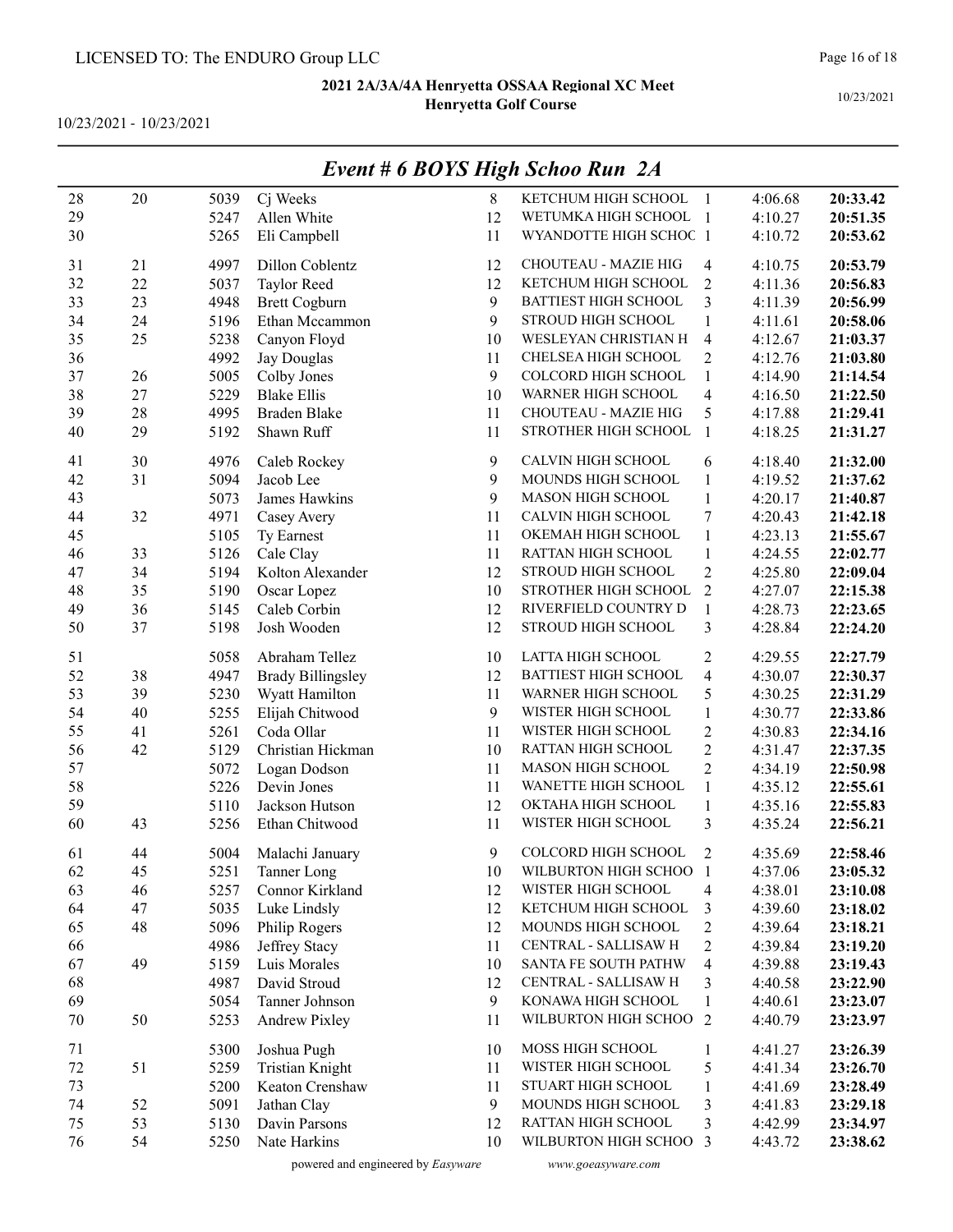LICENSED TO: The ENDURO Group LLC

**2021 2A/3A/4A Henryetta OSSAA Regional XC Meet**
**Henryetta Golf Course**

10/23/2021 - 10/23/2021

10/23/2021

## *Event # 6 BOYS High Schoo Run 2A*

| Place | Team Place | Bib | Name | Grade | School | Team Pos | Pace | Time |
|---|---|---|---|---|---|---|---|---|
| 28 | 20 | 5039 | Cj Weeks | 8 | KETCHUM HIGH SCHOOL | 1 | 4:06.68 | **20:33.42** |
| 29 | | 5247 | Allen White | 12 | WETUMKA HIGH SCHOOL | 1 | 4:10.27 | **20:51.35** |
| 30 | | 5265 | Eli Campbell | 11 | WYANDOTTE HIGH SCHOC | 1 | 4:10.72 | **20:53.62** |
| 31 | 21 | 4997 | Dillon Coblentz | 12 | CHOUTEAU - MAZIE HIG | 4 | 4:10.75 | **20:53.79** |
| 32 | 22 | 5037 | Taylor Reed | 12 | KETCHUM HIGH SCHOOL | 2 | 4:11.36 | **20:56.83** |
| 33 | 23 | 4948 | Brett Cogburn | 9 | BATTIEST HIGH SCHOOL | 3 | 4:11.39 | **20:56.99** |
| 34 | 24 | 5196 | Ethan Mccammon | 9 | STROUD HIGH SCHOOL | 1 | 4:11.61 | **20:58.06** |
| 35 | 25 | 5238 | Canyon Floyd | 10 | WESLEYAN CHRISTIAN H | 4 | 4:12.67 | **21:03.37** |
| 36 | | 4992 | Jay Douglas | 11 | CHELSEA HIGH SCHOOL | 2 | 4:12.76 | **21:03.80** |
| 37 | 26 | 5005 | Colby Jones | 9 | COLCORD HIGH SCHOOL | 1 | 4:14.90 | **21:14.54** |
| 38 | 27 | 5229 | Blake Ellis | 10 | WARNER HIGH SCHOOL | 4 | 4:16.50 | **21:22.50** |
| 39 | 28 | 4995 | Braden Blake | 11 | CHOUTEAU - MAZIE HIG | 5 | 4:17.88 | **21:29.41** |
| 40 | 29 | 5192 | Shawn Ruff | 11 | STROTHER HIGH SCHOOL | 1 | 4:18.25 | **21:31.27** |
| 41 | 30 | 4976 | Caleb Rockey | 9 | CALVIN HIGH SCHOOL | 6 | 4:18.40 | **21:32.00** |
| 42 | 31 | 5094 | Jacob Lee | 9 | MOUNDS HIGH SCHOOL | 1 | 4:19.52 | **21:37.62** |
| 43 | | 5073 | James Hawkins | 9 | MASON HIGH SCHOOL | 1 | 4:20.17 | **21:40.87** |
| 44 | 32 | 4971 | Casey Avery | 11 | CALVIN HIGH SCHOOL | 7 | 4:20.43 | **21:42.18** |
| 45 | | 5105 | Ty Earnest | 11 | OKEMAH HIGH SCHOOL | 1 | 4:23.13 | **21:55.67** |
| 46 | 33 | 5126 | Cale Clay | 11 | RATTAN HIGH SCHOOL | 1 | 4:24.55 | **22:02.77** |
| 47 | 34 | 5194 | Kolton Alexander | 12 | STROUD HIGH SCHOOL | 2 | 4:25.80 | **22:09.04** |
| 48 | 35 | 5190 | Oscar Lopez | 10 | STROTHER HIGH SCHOOL | 2 | 4:27.07 | **22:15.38** |
| 49 | 36 | 5145 | Caleb Corbin | 12 | RIVERFIELD COUNTRY D | 1 | 4:28.73 | **22:23.65** |
| 50 | 37 | 5198 | Josh Wooden | 12 | STROUD HIGH SCHOOL | 3 | 4:28.84 | **22:24.20** |
| 51 | | 5058 | Abraham Tellez | 10 | LATTA HIGH SCHOOL | 2 | 4:29.55 | **22:27.79** |
| 52 | 38 | 4947 | Brady Billingsley | 12 | BATTIEST HIGH SCHOOL | 4 | 4:30.07 | **22:30.37** |
| 53 | 39 | 5230 | Wyatt Hamilton | 11 | WARNER HIGH SCHOOL | 5 | 4:30.25 | **22:31.29** |
| 54 | 40 | 5255 | Elijah Chitwood | 9 | WISTER HIGH SCHOOL | 1 | 4:30.77 | **22:33.86** |
| 55 | 41 | 5261 | Coda Ollar | 11 | WISTER HIGH SCHOOL | 2 | 4:30.83 | **22:34.16** |
| 56 | 42 | 5129 | Christian Hickman | 10 | RATTAN HIGH SCHOOL | 2 | 4:31.47 | **22:37.35** |
| 57 | | 5072 | Logan Dodson | 11 | MASON HIGH SCHOOL | 2 | 4:34.19 | **22:50.98** |
| 58 | | 5226 | Devin Jones | 11 | WANETTE HIGH SCHOOL | 1 | 4:35.12 | **22:55.61** |
| 59 | | 5110 | Jackson Hutson | 12 | OKTAHA HIGH SCHOOL | 1 | 4:35.16 | **22:55.83** |
| 60 | 43 | 5256 | Ethan Chitwood | 11 | WISTER HIGH SCHOOL | 3 | 4:35.24 | **22:56.21** |
| 61 | 44 | 5004 | Malachi January | 9 | COLCORD HIGH SCHOOL | 2 | 4:35.69 | **22:58.46** |
| 62 | 45 | 5251 | Tanner Long | 10 | WILBURTON HIGH SCHOO | 1 | 4:37.06 | **23:05.32** |
| 63 | 46 | 5257 | Connor Kirkland | 12 | WISTER HIGH SCHOOL | 4 | 4:38.01 | **23:10.08** |
| 64 | 47 | 5035 | Luke Lindsly | 12 | KETCHUM HIGH SCHOOL | 3 | 4:39.60 | **23:18.02** |
| 65 | 48 | 5096 | Philip Rogers | 12 | MOUNDS HIGH SCHOOL | 2 | 4:39.64 | **23:18.21** |
| 66 | | 4986 | Jeffrey Stacy | 11 | CENTRAL - SALLISAW H | 2 | 4:39.84 | **23:19.20** |
| 67 | 49 | 5159 | Luis Morales | 10 | SANTA FE SOUTH PATHW | 4 | 4:39.88 | **23:19.43** |
| 68 | | 4987 | David Stroud | 12 | CENTRAL - SALLISAW H | 3 | 4:40.58 | **23:22.90** |
| 69 | | 5054 | Tanner Johnson | 9 | KONAWA HIGH SCHOOL | 1 | 4:40.61 | **23:23.07** |
| 70 | 50 | 5253 | Andrew Pixley | 11 | WILBURTON HIGH SCHOO | 2 | 4:40.79 | **23:23.97** |
| 71 | | 5300 | Joshua Pugh | 10 | MOSS HIGH SCHOOL | 1 | 4:41.27 | **23:26.39** |
| 72 | 51 | 5259 | Tristian Knight | 11 | WISTER HIGH SCHOOL | 5 | 4:41.34 | **23:26.70** |
| 73 | | 5200 | Keaton Crenshaw | 11 | STUART HIGH SCHOOL | 1 | 4:41.69 | **23:28.49** |
| 74 | 52 | 5091 | Jathan Clay | 9 | MOUNDS HIGH SCHOOL | 3 | 4:41.83 | **23:29.18** |
| 75 | 53 | 5130 | Davin Parsons | 12 | RATTAN HIGH SCHOOL | 3 | 4:42.99 | **23:34.97** |
| 76 | 54 | 5250 | Nate Harkins | 10 | WILBURTON HIGH SCHOO | 3 | 4:43.72 | **23:38.62** |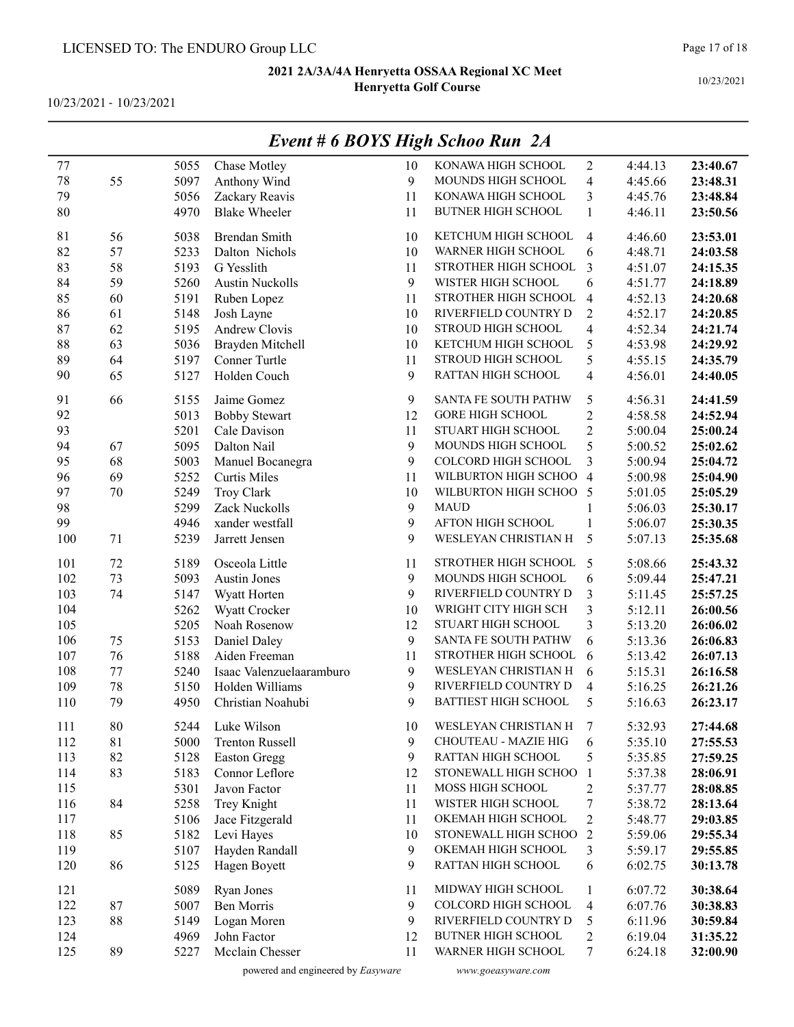LICENSED TO: The ENDURO Group LLC

**2021 2A/3A/4A Henryetta OSSAA Regional XC Meet**
**Henryetta Golf Course**

10/23/2021 - 10/23/2021

10/23/2021

## *Event # 6 BOYS High Schoo Run 2A*

| | | | | | | | | |
|---|---|---|---|---|---|---|---|---|
| 77 | | 5055 | Chase Motley | 10 | KONAWA HIGH SCHOOL | 2 | 4:44.13 | **23:40.67** |
| 78 | 55 | 5097 | Anthony Wind | 9 | MOUNDS HIGH SCHOOL | 4 | 4:45.66 | **23:48.31** |
| 79 | | 5056 | Zackary Reavis | 11 | KONAWA HIGH SCHOOL | 3 | 4:45.76 | **23:48.84** |
| 80 | | 4970 | Blake Wheeler | 11 | BUTNER HIGH SCHOOL | 1 | 4:46.11 | **23:50.56** |
| 81 | 56 | 5038 | Brendan Smith | 10 | KETCHUM HIGH SCHOOL | 4 | 4:46.60 | **23:53.01** |
| 82 | 57 | 5233 | Dalton Nichols | 10 | WARNER HIGH SCHOOL | 6 | 4:48.71 | **24:03.58** |
| 83 | 58 | 5193 | G Yesslith | 11 | STROTHER HIGH SCHOOL | 3 | 4:51.07 | **24:15.35** |
| 84 | 59 | 5260 | Austin Nuckolls | 9 | WISTER HIGH SCHOOL | 6 | 4:51.77 | **24:18.89** |
| 85 | 60 | 5191 | Ruben Lopez | 11 | STROTHER HIGH SCHOOL | 4 | 4:52.13 | **24:20.68** |
| 86 | 61 | 5148 | Josh Layne | 10 | RIVERFIELD COUNTRY D | 2 | 4:52.17 | **24:20.85** |
| 87 | 62 | 5195 | Andrew Clovis | 10 | STROUD HIGH SCHOOL | 4 | 4:52.34 | **24:21.74** |
| 88 | 63 | 5036 | Brayden Mitchell | 10 | KETCHUM HIGH SCHOOL | 5 | 4:53.98 | **24:29.92** |
| 89 | 64 | 5197 | Conner Turtle | 11 | STROUD HIGH SCHOOL | 5 | 4:55.15 | **24:35.79** |
| 90 | 65 | 5127 | Holden Couch | 9 | RATTAN HIGH SCHOOL | 4 | 4:56.01 | **24:40.05** |
| 91 | 66 | 5155 | Jaime Gomez | 9 | SANTA FE SOUTH PATHW | 5 | 4:56.31 | **24:41.59** |
| 92 | | 5013 | Bobby Stewart | 12 | GORE HIGH SCHOOL | 2 | 4:58.58 | **24:52.94** |
| 93 | | 5201 | Cale Davison | 11 | STUART HIGH SCHOOL | 2 | 5:00.04 | **25:00.24** |
| 94 | 67 | 5095 | Dalton Nail | 9 | MOUNDS HIGH SCHOOL | 5 | 5:00.52 | **25:02.62** |
| 95 | 68 | 5003 | Manuel Bocanegra | 9 | COLCORD HIGH SCHOOL | 3 | 5:00.94 | **25:04.72** |
| 96 | 69 | 5252 | Curtis Miles | 11 | WILBURTON HIGH SCHOO | 4 | 5:00.98 | **25:04.90** |
| 97 | 70 | 5249 | Troy Clark | 10 | WILBURTON HIGH SCHOO | 5 | 5:01.05 | **25:05.29** |
| 98 | | 5299 | Zack Nuckolls | 9 | MAUD | 1 | 5:06.03 | **25:30.17** |
| 99 | | 4946 | xander westfall | 9 | AFTON HIGH SCHOOL | 1 | 5:06.07 | **25:30.35** |
| 100 | 71 | 5239 | Jarrett Jensen | 9 | WESLEYAN CHRISTIAN H | 5 | 5:07.13 | **25:35.68** |
| 101 | 72 | 5189 | Osceola Little | 11 | STROTHER HIGH SCHOOL | 5 | 5:08.66 | **25:43.32** |
| 102 | 73 | 5093 | Austin Jones | 9 | MOUNDS HIGH SCHOOL | 6 | 5:09.44 | **25:47.21** |
| 103 | 74 | 5147 | Wyatt Horten | 9 | RIVERFIELD COUNTRY D | 3 | 5:11.45 | **25:57.25** |
| 104 | | 5262 | Wyatt Crocker | 10 | WRIGHT CITY HIGH SCH | 3 | 5:12.11 | **26:00.56** |
| 105 | | 5205 | Noah Rosenow | 12 | STUART HIGH SCHOOL | 3 | 5:13.20 | **26:06.02** |
| 106 | 75 | 5153 | Daniel Daley | 9 | SANTA FE SOUTH PATHW | 6 | 5:13.36 | **26:06.83** |
| 107 | 76 | 5188 | Aiden Freeman | 11 | STROTHER HIGH SCHOOL | 6 | 5:13.42 | **26:07.13** |
| 108 | 77 | 5240 | Isaac Valenzuelaaramburo | 9 | WESLEYAN CHRISTIAN H | 6 | 5:15.31 | **26:16.58** |
| 109 | 78 | 5150 | Holden Williams | 9 | RIVERFIELD COUNTRY D | 4 | 5:16.25 | **26:21.26** |
| 110 | 79 | 4950 | Christian Noahubi | 9 | BATTIEST HIGH SCHOOL | 5 | 5:16.63 | **26:23.17** |
| 111 | 80 | 5244 | Luke Wilson | 10 | WESLEYAN CHRISTIAN H | 7 | 5:32.93 | **27:44.68** |
| 112 | 81 | 5000 | Trenton Russell | 9 | CHOUTEAU - MAZIE HIG | 6 | 5:35.10 | **27:55.53** |
| 113 | 82 | 5128 | Easton Gregg | 9 | RATTAN HIGH SCHOOL | 5 | 5:35.85 | **27:59.25** |
| 114 | 83 | 5183 | Connor Leflore | 12 | STONEWALL HIGH SCHOO | 1 | 5:37.38 | **28:06.91** |
| 115 | | 5301 | Javon Factor | 11 | MOSS HIGH SCHOOL | 2 | 5:37.77 | **28:08.85** |
| 116 | 84 | 5258 | Trey Knight | 11 | WISTER HIGH SCHOOL | 7 | 5:38.72 | **28:13.64** |
| 117 | | 5106 | Jace Fitzgerald | 11 | OKEMAH HIGH SCHOOL | 2 | 5:48.77 | **29:03.85** |
| 118 | 85 | 5182 | Levi Hayes | 10 | STONEWALL HIGH SCHOO | 2 | 5:59.06 | **29:55.34** |
| 119 | | 5107 | Hayden Randall | 9 | OKEMAH HIGH SCHOOL | 3 | 5:59.17 | **29:55.85** |
| 120 | 86 | 5125 | Hagen Boyett | 9 | RATTAN HIGH SCHOOL | 6 | 6:02.75 | **30:13.78** |
| 121 | | 5089 | Ryan Jones | 11 | MIDWAY HIGH SCHOOL | 1 | 6:07.72 | **30:38.64** |
| 122 | 87 | 5007 | Ben Morris | 9 | COLCORD HIGH SCHOOL | 4 | 6:07.76 | **30:38.83** |
| 123 | 88 | 5149 | Logan Moren | 9 | RIVERFIELD COUNTRY D | 5 | 6:11.96 | **30:59.84** |
| 124 | | 4969 | John Factor | 12 | BUTNER HIGH SCHOOL | 2 | 6:19.04 | **31:35.22** |
| 125 | 89 | 5227 | Mcclain Chesser | 11 | WARNER HIGH SCHOOL | 7 | 6:24.18 | **32:00.90** |

powered and engineered by *Easyware* www.goeasyware.com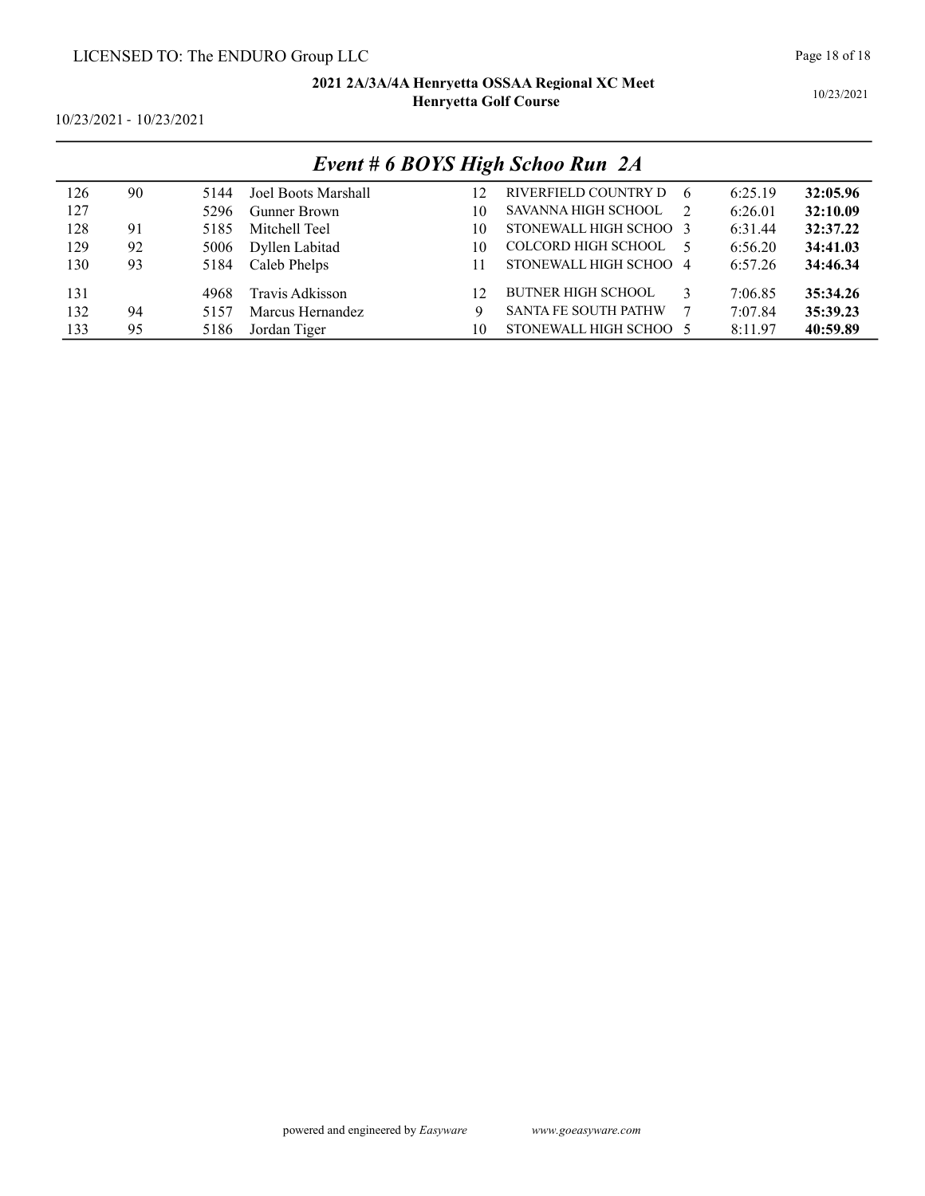## Event # 6 BOYS High Schoo Run 2A

| | | | | | | | | |
|---|---|---|---|---|---|---|---|---|
| 126 | 90 | 5144 | Joel Boots Marshall | 12 | RIVERFIELD COUNTRY D | 6 | 6:25.19 | **32:05.96** |
| 127 | | 5296 | Gunner Brown | 10 | SAVANNA HIGH SCHOOL | 2 | 6:26.01 | **32:10.09** |
| 128 | 91 | 5185 | Mitchell Teel | 10 | STONEWALL HIGH SCHOO | 3 | 6:31.44 | **32:37.22** |
| 129 | 92 | 5006 | Dyllen Labitad | 10 | COLCORD HIGH SCHOOL | 5 | 6:56.20 | **34:41.03** |
| 130 | 93 | 5184 | Caleb Phelps | 11 | STONEWALL HIGH SCHOO | 4 | 6:57.26 | **34:46.34** |
| 131 | | 4968 | Travis Adkisson | 12 | BUTNER HIGH SCHOOL | 3 | 7:06.85 | **35:34.26** |
| 132 | 94 | 5157 | Marcus Hernandez | 9 | SANTA FE SOUTH PATHW | 7 | 7:07.84 | **35:39.23** |
| 133 | 95 | 5186 | Jordan Tiger | 10 | STONEWALL HIGH SCHOO | 5 | 8:11.97 | **40:59.89** |